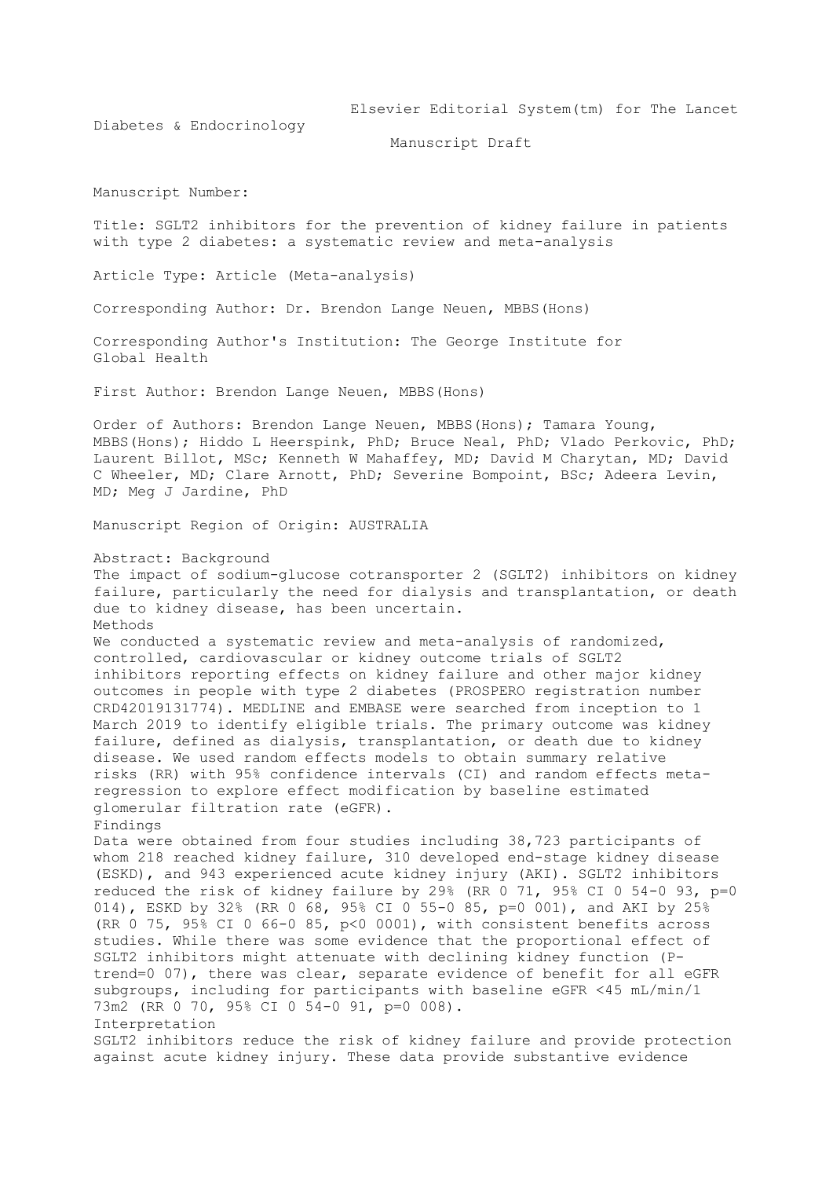Elsevier Editorial System(tm) for The Lancet Diabetes & Endocrinology

Manuscript Draft

Manuscript Number:

Title: SGLT2 inhibitors for the prevention of kidney failure in patients with type 2 diabetes: a systematic review and meta-analysis

Article Type: Article (Meta-analysis)

Corresponding Author: Dr. Brendon Lange Neuen, MBBS(Hons)

Corresponding Author's Institution: The George Institute for Global Health

First Author: Brendon Lange Neuen, MBBS(Hons)

Order of Authors: Brendon Lange Neuen, MBBS(Hons); Tamara Young, MBBS(Hons); Hiddo L Heerspink, PhD; Bruce Neal, PhD; Vlado Perkovic, PhD; Laurent Billot, MSc; Kenneth W Mahaffey, MD; David M Charytan, MD; David C Wheeler, MD; Clare Arnott, PhD; Severine Bompoint, BSc; Adeera Levin, MD; Meg J Jardine, PhD

Manuscript Region of Origin: AUSTRALIA

Abstract: Background

The impact of sodium-glucose cotransporter 2 (SGLT2) inhibitors on kidney failure, particularly the need for dialysis and transplantation, or death due to kidney disease, has been uncertain.

Methods

We conducted a systematic review and meta-analysis of randomized, controlled, cardiovascular or kidney outcome trials of SGLT2 inhibitors reporting effects on kidney failure and other major kidney outcomes in people with type 2 diabetes (PROSPERO registration number CRD42019131774). MEDLINE and EMBASE were searched from inception to 1 March 2019 to identify eligible trials. The primary outcome was kidney failure, defined as dialysis, transplantation, or death due to kidney disease. We used random effects models to obtain summary relative risks (RR) with 95% confidence intervals (CI) and random effects meta-regression to explore effect modification by baseline estimated glomerular filtration rate (eGFR).

Findings

Data were obtained from four studies including 38,723 participants of whom 218 reached kidney failure, 310 developed end-stage kidney disease (ESKD), and 943 experienced acute kidney injury (AKI). SGLT2 inhibitors reduced the risk of kidney failure by 29% (RR 0 71, 95% CI 0 54-0 93, p=0 014), ESKD by 32% (RR 0 68, 95% CI 0 55-0 85, p=0 001), and AKI by 25% (RR 0 75, 95% CI 0 66-0 85, p<0 0001), with consistent benefits across studies. While there was some evidence that the proportional effect of SGLT2 inhibitors might attenuate with declining kidney function (P-trend=0 07), there was clear, separate evidence of benefit for all eGFR subgroups, including for participants with baseline eGFR <45 mL/min/1 73m2 (RR 0 70, 95% CI 0 54-0 91, p=0 008).

Interpretation

SGLT2 inhibitors reduce the risk of kidney failure and provide protection against acute kidney injury. These data provide substantive evidence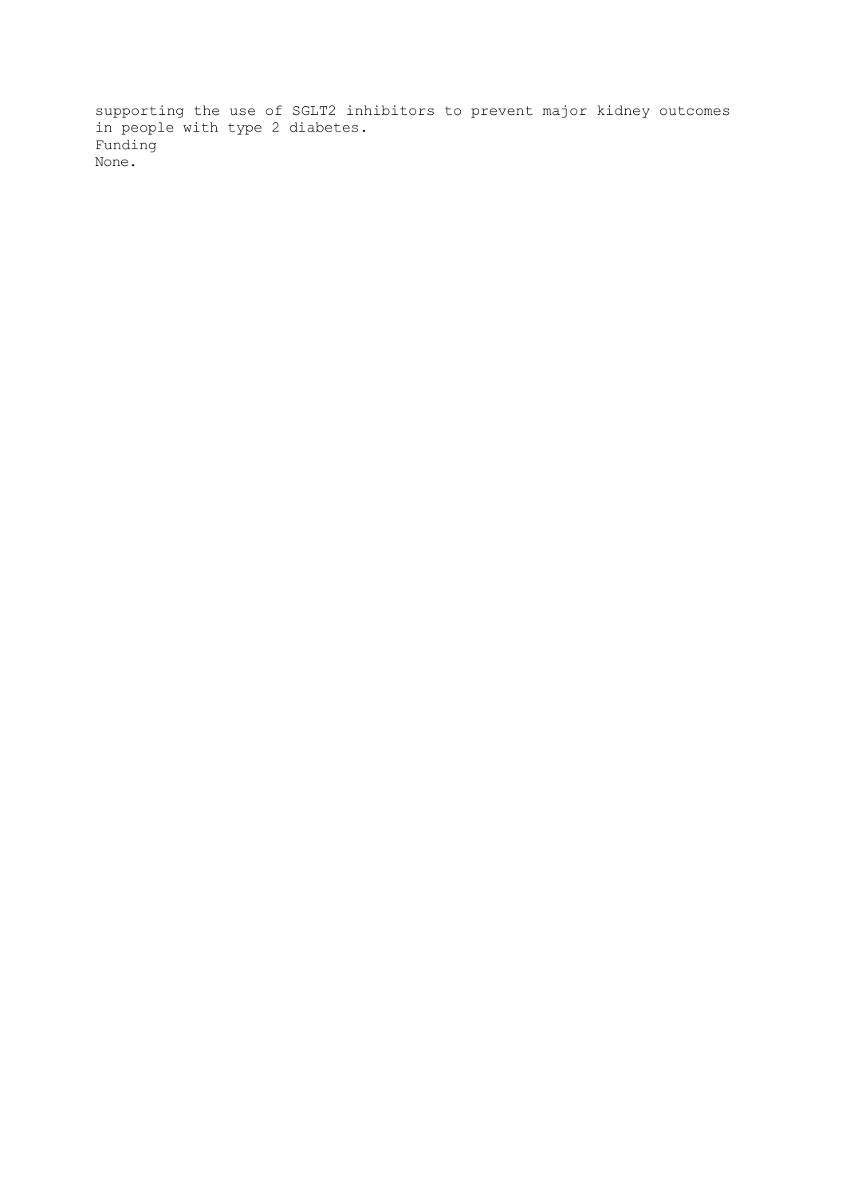supporting the use of SGLT2 inhibitors to prevent major kidney outcomes in people with type 2 diabetes.

Funding

None.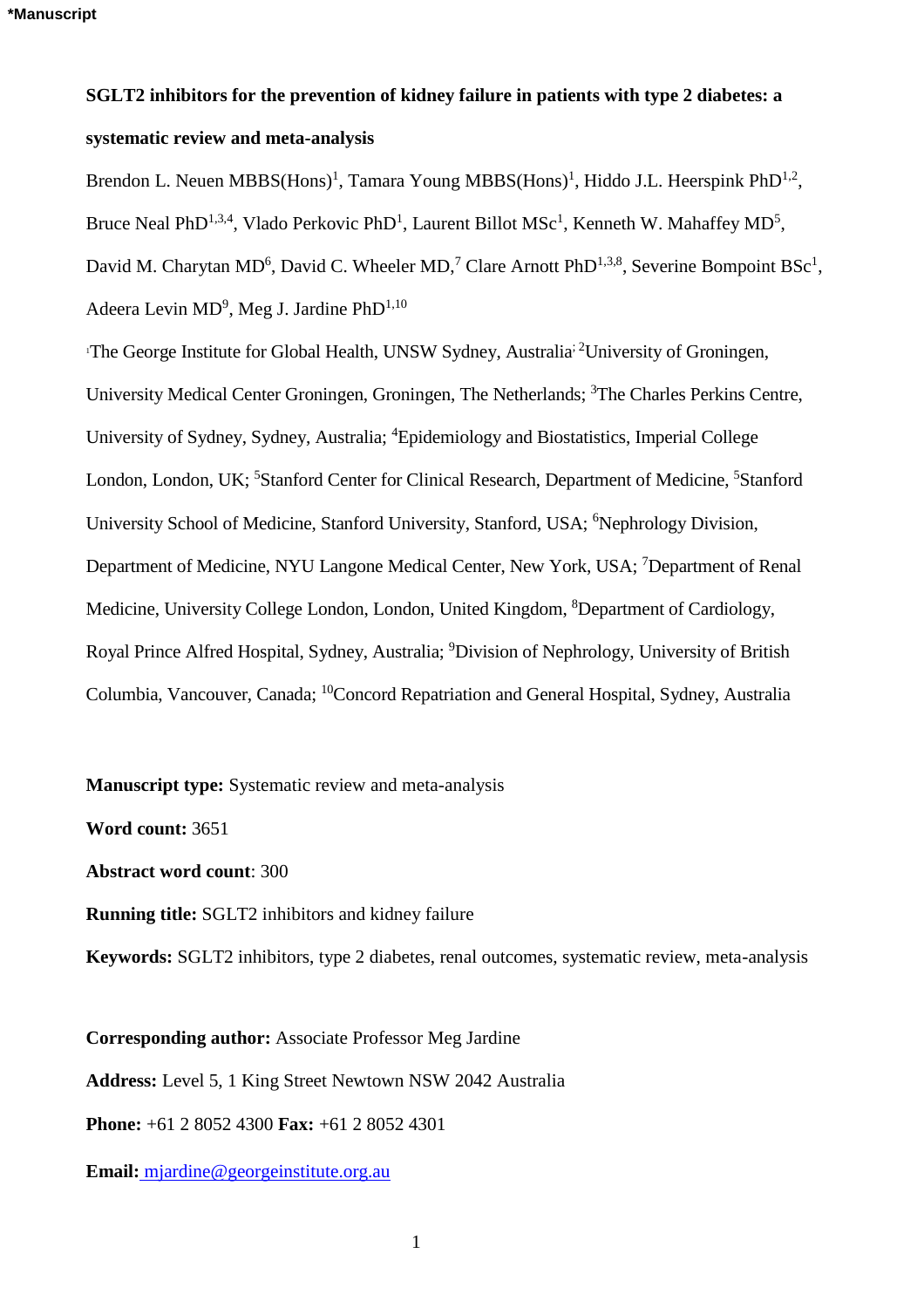*Manuscript

**SGLT2 inhibitors for the prevention of kidney failure in patients with type 2 diabetes: a systematic review and meta-analysis**

Brendon L. Neuen MBBS(Hons)[1], Tamara Young MBBS(Hons)[1], Hiddo J.L. Heerspink PhD[1,2], Bruce Neal PhD[1,3,4], Vlado Perkovic PhD[1], Laurent Billot MSc[1], Kenneth W. Mahaffey MD[5], David M. Charytan MD[6], David C. Wheeler MD,[7] Clare Arnott PhD[1,3,8], Severine Bompoint BSc[1], Adeera Levin MD[9], Meg J. Jardine PhD[1,10]

[1]The George Institute for Global Health, UNSW Sydney, Australia; [2]University of Groningen, University Medical Center Groningen, Groningen, The Netherlands; [3]The Charles Perkins Centre, University of Sydney, Sydney, Australia; [4]Epidemiology and Biostatistics, Imperial College London, London, UK; [5]Stanford Center for Clinical Research, Department of Medicine, [5]Stanford University School of Medicine, Stanford University, Stanford, USA; [6]Nephrology Division, Department of Medicine, NYU Langone Medical Center, New York, USA; [7]Department of Renal Medicine, University College London, London, United Kingdom, [8]Department of Cardiology, Royal Prince Alfred Hospital, Sydney, Australia; [9]Division of Nephrology, University of British Columbia, Vancouver, Canada; [10]Concord Repatriation and General Hospital, Sydney, Australia

**Manuscript type:** Systematic review and meta-analysis

**Word count:** 3651

**Abstract word count**: 300

**Running title:** SGLT2 inhibitors and kidney failure

**Keywords:** SGLT2 inhibitors, type 2 diabetes, renal outcomes, systematic review, meta-analysis

**Corresponding author:** Associate Professor Meg Jardine

**Address:** Level 5, 1 King Street Newtown NSW 2042 Australia

**Phone:** +61 2 8052 4300 **Fax:** +61 2 8052 4301

**Email:** mjardine@georgeinstitute.org.au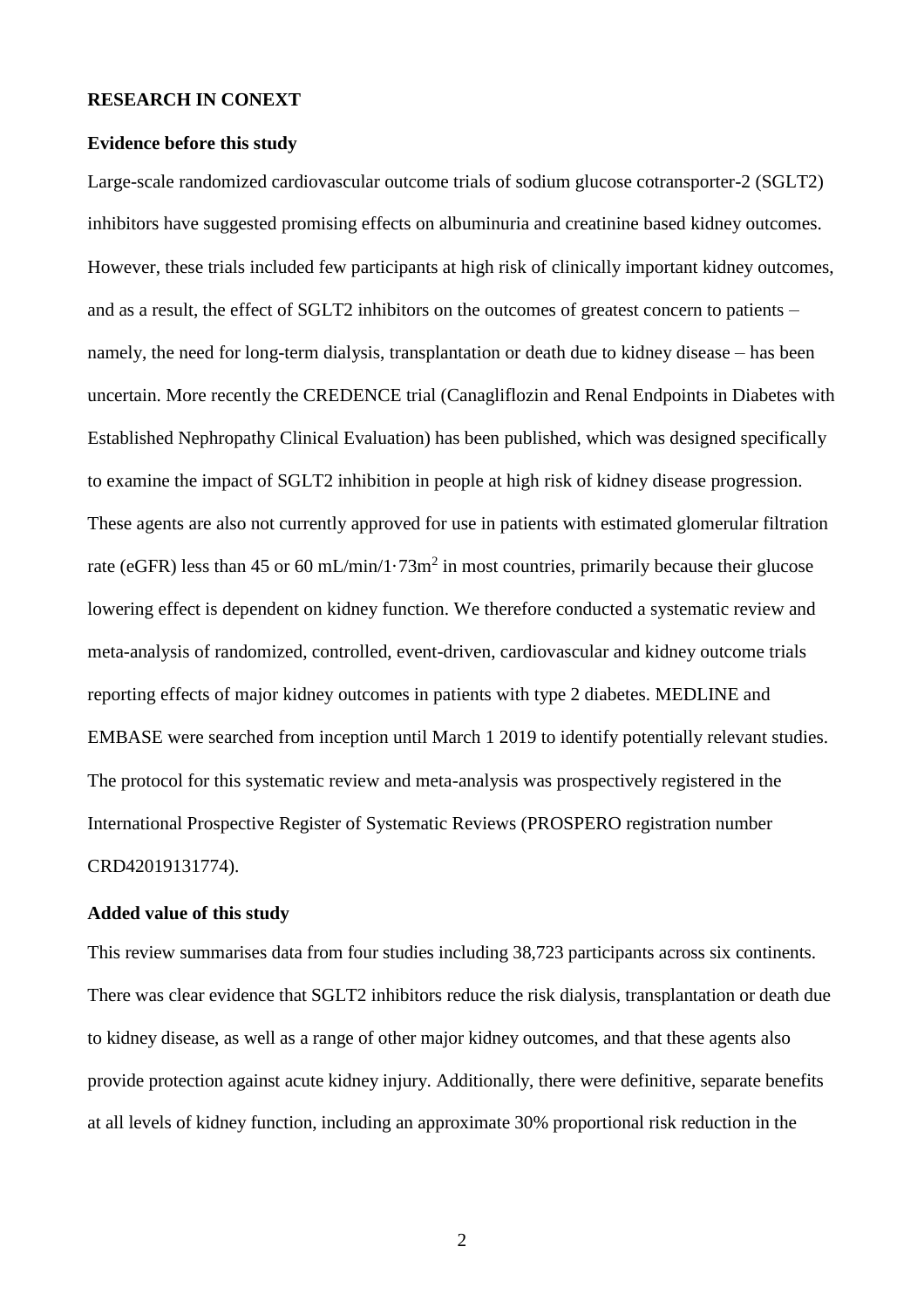**RESEARCH IN CONEXT**

**Evidence before this study**

Large-scale randomized cardiovascular outcome trials of sodium glucose cotransporter-2 (SGLT2) inhibitors have suggested promising effects on albuminuria and creatinine based kidney outcomes. However, these trials included few participants at high risk of clinically important kidney outcomes, and as a result, the effect of SGLT2 inhibitors on the outcomes of greatest concern to patients – namely, the need for long-term dialysis, transplantation or death due to kidney disease – has been uncertain. More recently the CREDENCE trial (Canagliflozin and Renal Endpoints in Diabetes with Established Nephropathy Clinical Evaluation) has been published, which was designed specifically to examine the impact of SGLT2 inhibition in people at high risk of kidney disease progression. These agents are also not currently approved for use in patients with estimated glomerular filtration rate (eGFR) less than 45 or 60 mL/min/1·73m$^2$ in most countries, primarily because their glucose lowering effect is dependent on kidney function. We therefore conducted a systematic review and meta-analysis of randomized, controlled, event-driven, cardiovascular and kidney outcome trials reporting effects of major kidney outcomes in patients with type 2 diabetes. MEDLINE and EMBASE were searched from inception until March 1 2019 to identify potentially relevant studies. The protocol for this systematic review and meta-analysis was prospectively registered in the International Prospective Register of Systematic Reviews (PROSPERO registration number CRD42019131774).

**Added value of this study**

This review summarises data from four studies including 38,723 participants across six continents. There was clear evidence that SGLT2 inhibitors reduce the risk dialysis, transplantation or death due to kidney disease, as well as a range of other major kidney outcomes, and that these agents also provide protection against acute kidney injury. Additionally, there were definitive, separate benefits at all levels of kidney function, including an approximate 30% proportional risk reduction in the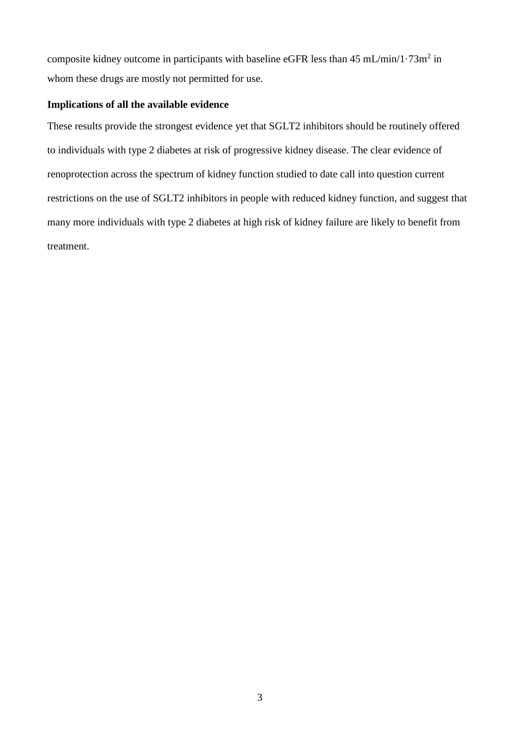composite kidney outcome in participants with baseline eGFR less than 45 mL/min/1·73m$^2$ in whom these drugs are mostly not permitted for use.

**Implications of all the available evidence**

These results provide the strongest evidence yet that SGLT2 inhibitors should be routinely offered to individuals with type 2 diabetes at risk of progressive kidney disease. The clear evidence of renoprotection across the spectrum of kidney function studied to date call into question current restrictions on the use of SGLT2 inhibitors in people with reduced kidney function, and suggest that many more individuals with type 2 diabetes at high risk of kidney failure are likely to benefit from treatment.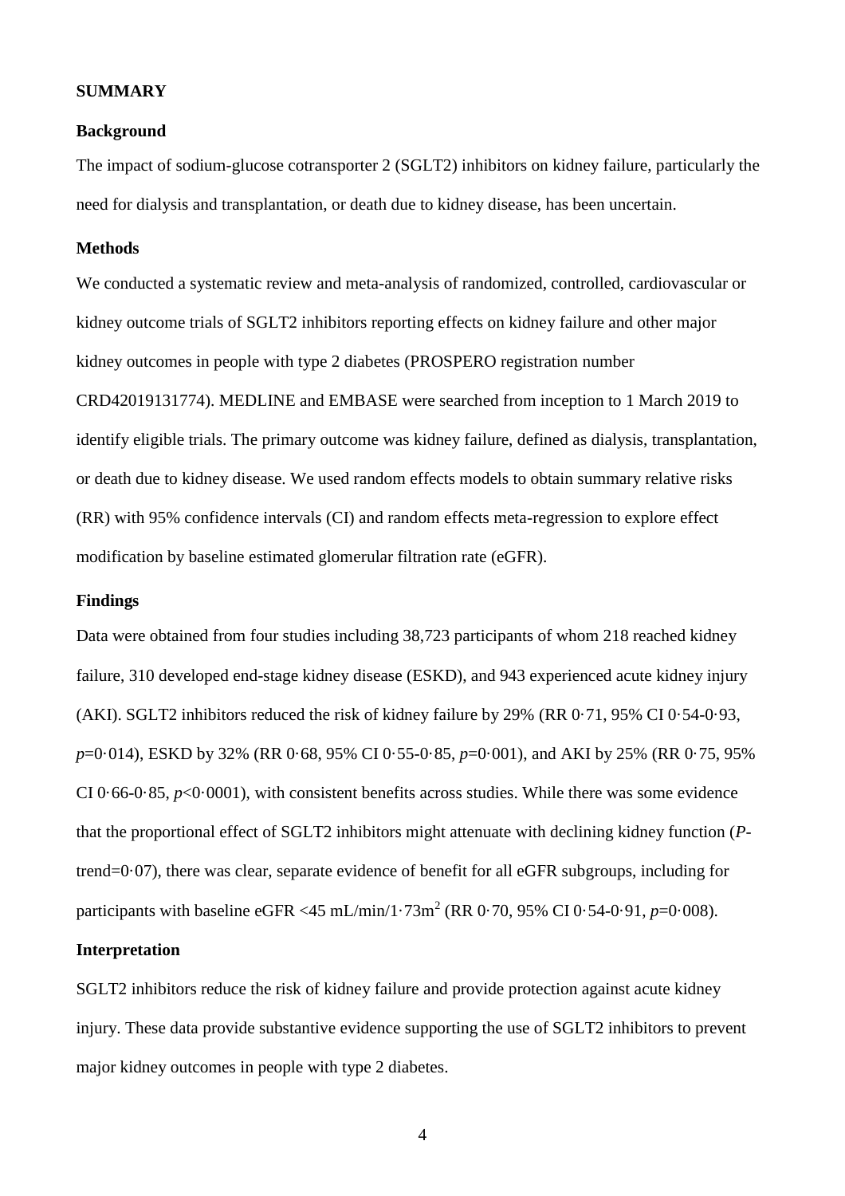## SUMMARY

### Background

The impact of sodium-glucose cotransporter 2 (SGLT2) inhibitors on kidney failure, particularly the need for dialysis and transplantation, or death due to kidney disease, has been uncertain.

### Methods

We conducted a systematic review and meta-analysis of randomized, controlled, cardiovascular or kidney outcome trials of SGLT2 inhibitors reporting effects on kidney failure and other major kidney outcomes in people with type 2 diabetes (PROSPERO registration number CRD42019131774). MEDLINE and EMBASE were searched from inception to 1 March 2019 to identify eligible trials. The primary outcome was kidney failure, defined as dialysis, transplantation, or death due to kidney disease. We used random effects models to obtain summary relative risks (RR) with 95% confidence intervals (CI) and random effects meta-regression to explore effect modification by baseline estimated glomerular filtration rate (eGFR).

### Findings

Data were obtained from four studies including 38,723 participants of whom 218 reached kidney failure, 310 developed end-stage kidney disease (ESKD), and 943 experienced acute kidney injury (AKI). SGLT2 inhibitors reduced the risk of kidney failure by 29% (RR 0·71, 95% CI 0·54-0·93, $p$=0·014), ESKD by 32% (RR 0·68, 95% CI 0·55-0·85, $p$=0·001), and AKI by 25% (RR 0·75, 95% CI 0·66-0·85, $p$<0·0001), with consistent benefits across studies. While there was some evidence that the proportional effect of SGLT2 inhibitors might attenuate with declining kidney function ($P$-trend=0·07), there was clear, separate evidence of benefit for all eGFR subgroups, including for participants with baseline eGFR <45 mL/min/1·73m$^2$ (RR 0·70, 95% CI 0·54-0·91, $p$=0·008).

### Interpretation

SGLT2 inhibitors reduce the risk of kidney failure and provide protection against acute kidney injury. These data provide substantive evidence supporting the use of SGLT2 inhibitors to prevent major kidney outcomes in people with type 2 diabetes.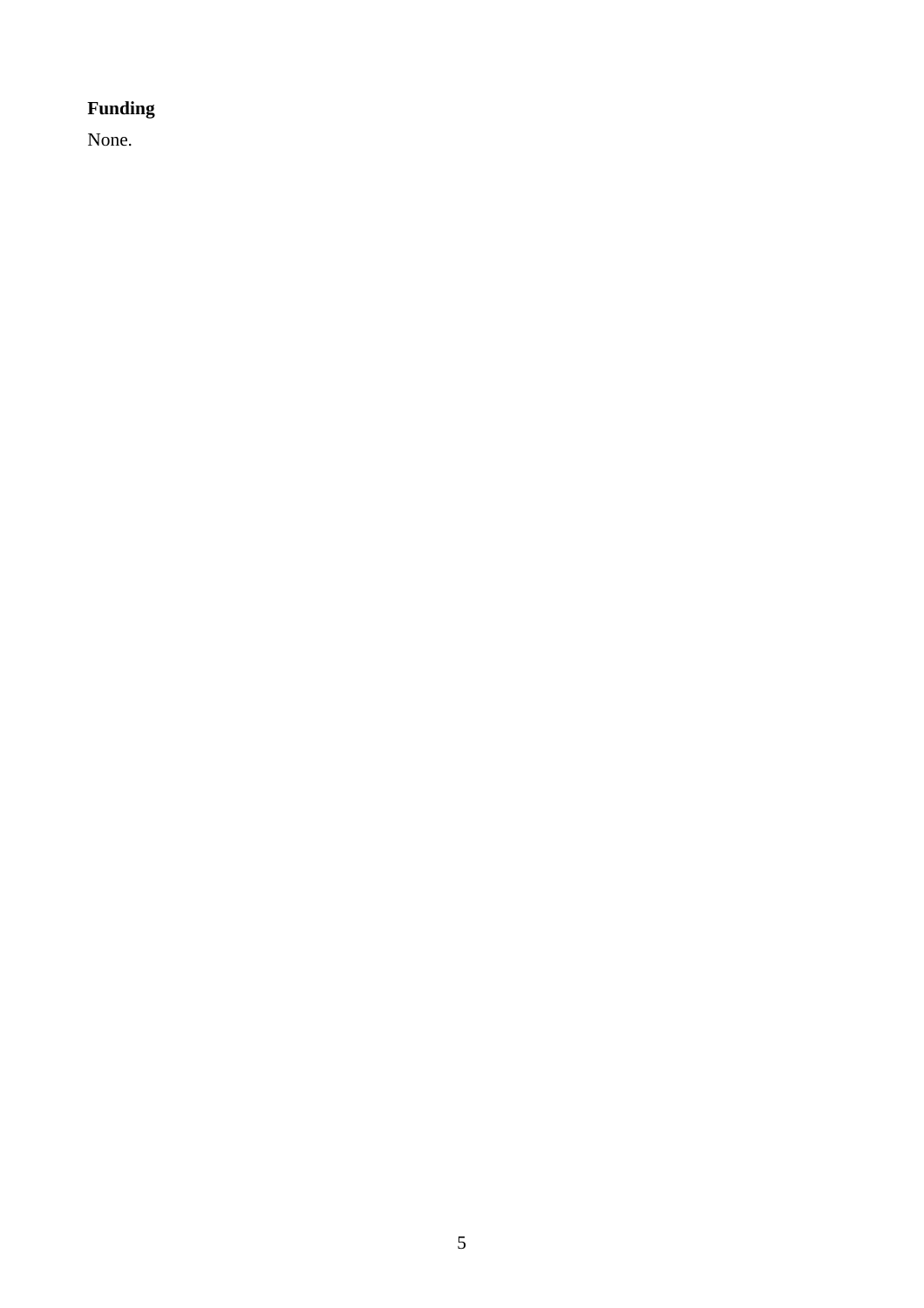**Funding**

None.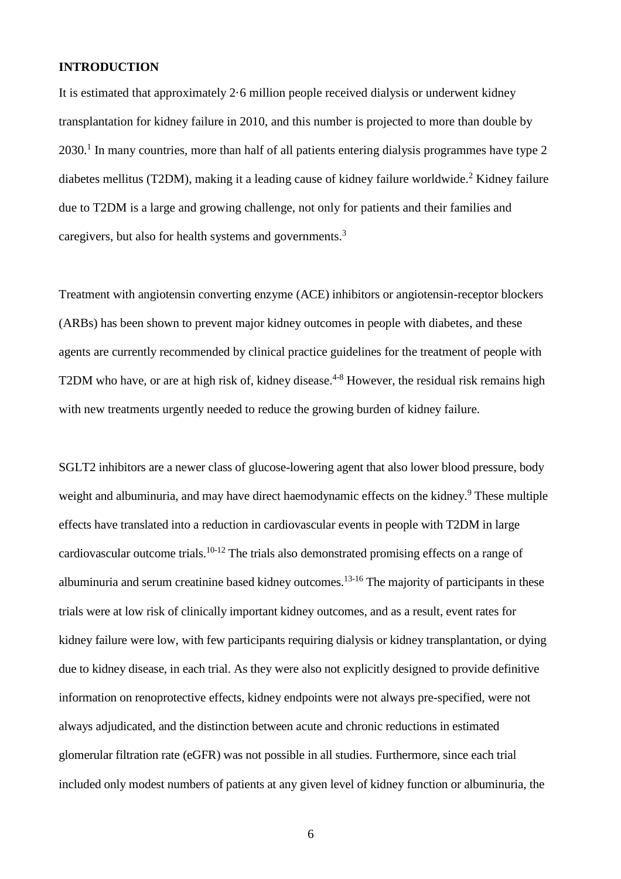## INTRODUCTION

It is estimated that approximately 2·6 million people received dialysis or underwent kidney transplantation for kidney failure in 2010, and this number is projected to more than double by 2030.[1] In many countries, more than half of all patients entering dialysis programmes have type 2 diabetes mellitus (T2DM), making it a leading cause of kidney failure worldwide.[2] Kidney failure due to T2DM is a large and growing challenge, not only for patients and their families and caregivers, but also for health systems and governments.[3]

Treatment with angiotensin converting enzyme (ACE) inhibitors or angiotensin-receptor blockers (ARBs) has been shown to prevent major kidney outcomes in people with diabetes, and these agents are currently recommended by clinical practice guidelines for the treatment of people with T2DM who have, or are at high risk of, kidney disease.[4-8] However, the residual risk remains high with new treatments urgently needed to reduce the growing burden of kidney failure.

SGLT2 inhibitors are a newer class of glucose-lowering agent that also lower blood pressure, body weight and albuminuria, and may have direct haemodynamic effects on the kidney.[9] These multiple effects have translated into a reduction in cardiovascular events in people with T2DM in large cardiovascular outcome trials.[10-12] The trials also demonstrated promising effects on a range of albuminuria and serum creatinine based kidney outcomes.[13-16] The majority of participants in these trials were at low risk of clinically important kidney outcomes, and as a result, event rates for kidney failure were low, with few participants requiring dialysis or kidney transplantation, or dying due to kidney disease, in each trial. As they were also not explicitly designed to provide definitive information on renoprotective effects, kidney endpoints were not always pre-specified, were not always adjudicated, and the distinction between acute and chronic reductions in estimated glomerular filtration rate (eGFR) was not possible in all studies. Furthermore, since each trial included only modest numbers of patients at any given level of kidney function or albuminuria, the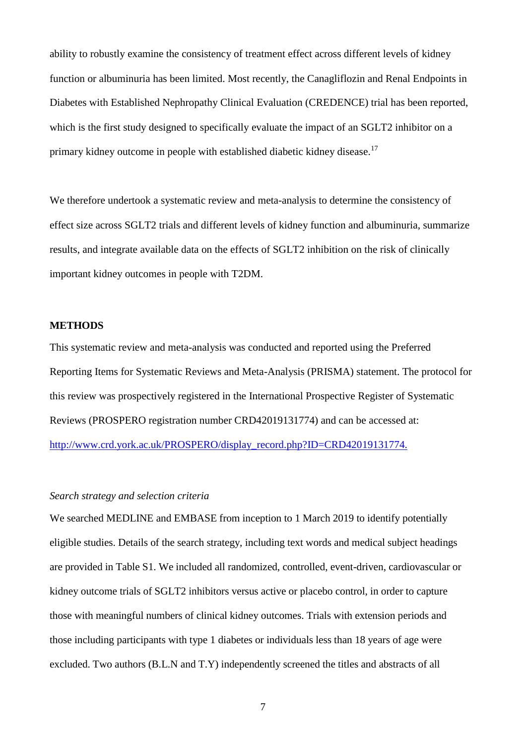ability to robustly examine the consistency of treatment effect across different levels of kidney function or albuminuria has been limited. Most recently, the Canagliflozin and Renal Endpoints in Diabetes with Established Nephropathy Clinical Evaluation (CREDENCE) trial has been reported, which is the first study designed to specifically evaluate the impact of an SGLT2 inhibitor on a primary kidney outcome in people with established diabetic kidney disease.[17]

We therefore undertook a systematic review and meta-analysis to determine the consistency of effect size across SGLT2 trials and different levels of kidney function and albuminuria, summarize results, and integrate available data on the effects of SGLT2 inhibition on the risk of clinically important kidney outcomes in people with T2DM.

## METHODS

This systematic review and meta-analysis was conducted and reported using the Preferred Reporting Items for Systematic Reviews and Meta-Analysis (PRISMA) statement. The protocol for this review was prospectively registered in the International Prospective Register of Systematic Reviews (PROSPERO registration number CRD42019131774) and can be accessed at: http://www.crd.york.ac.uk/PROSPERO/display_record.php?ID=CRD42019131774.

### *Search strategy and selection criteria*

We searched MEDLINE and EMBASE from inception to 1 March 2019 to identify potentially eligible studies. Details of the search strategy, including text words and medical subject headings are provided in Table S1. We included all randomized, controlled, event-driven, cardiovascular or kidney outcome trials of SGLT2 inhibitors versus active or placebo control, in order to capture those with meaningful numbers of clinical kidney outcomes. Trials with extension periods and those including participants with type 1 diabetes or individuals less than 18 years of age were excluded. Two authors (B.L.N and T.Y) independently screened the titles and abstracts of all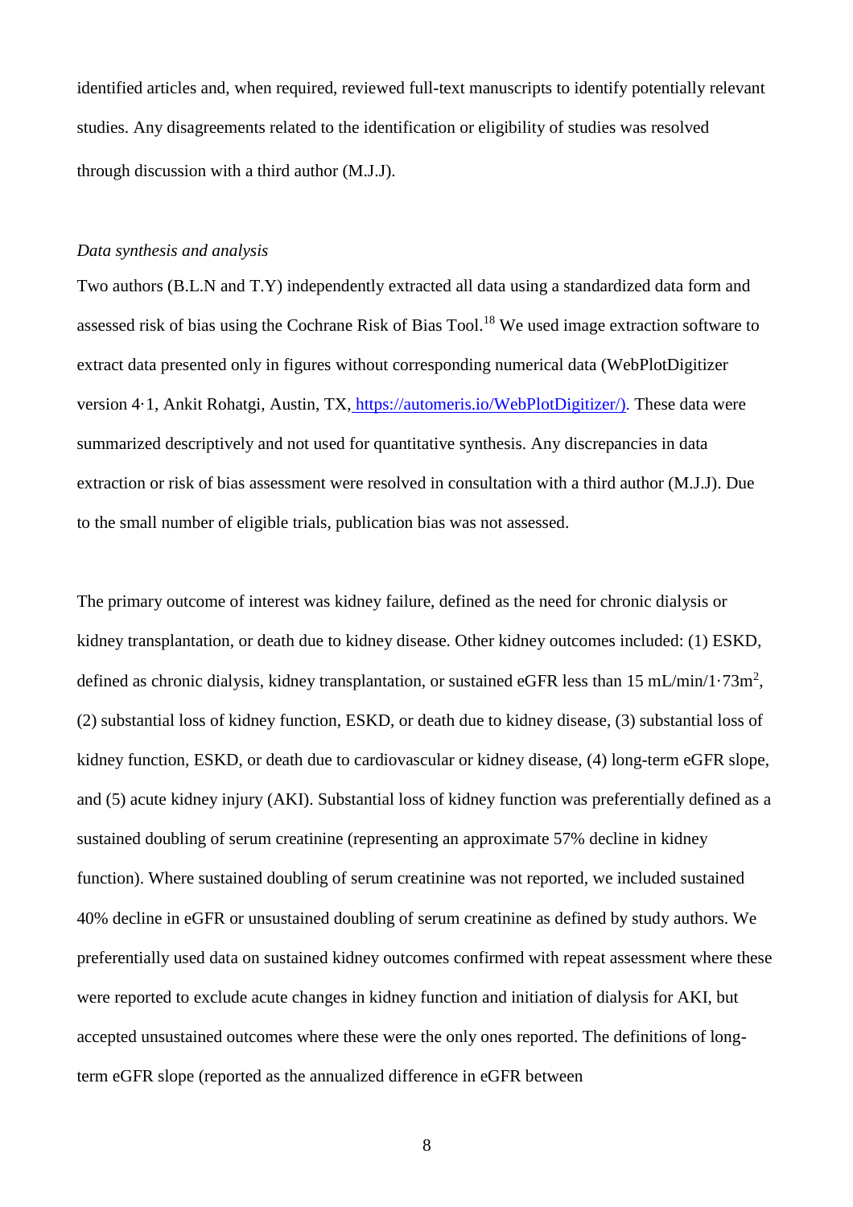identified articles and, when required, reviewed full-text manuscripts to identify potentially relevant studies. Any disagreements related to the identification or eligibility of studies was resolved through discussion with a third author (M.J.J).

*Data synthesis and analysis*

Two authors (B.L.N and T.Y) independently extracted all data using a standardized data form and assessed risk of bias using the Cochrane Risk of Bias Tool.[18] We used image extraction software to extract data presented only in figures without corresponding numerical data (WebPlotDigitizer version 4·1, Ankit Rohatgi, Austin, TX, https://automeris.io/WebPlotDigitizer/). These data were summarized descriptively and not used for quantitative synthesis. Any discrepancies in data extraction or risk of bias assessment were resolved in consultation with a third author (M.J.J). Due to the small number of eligible trials, publication bias was not assessed.

The primary outcome of interest was kidney failure, defined as the need for chronic dialysis or kidney transplantation, or death due to kidney disease. Other kidney outcomes included: (1) ESKD, defined as chronic dialysis, kidney transplantation, or sustained eGFR less than 15 mL/min/1·73m$^2$, (2) substantial loss of kidney function, ESKD, or death due to kidney disease, (3) substantial loss of kidney function, ESKD, or death due to cardiovascular or kidney disease, (4) long-term eGFR slope, and (5) acute kidney injury (AKI). Substantial loss of kidney function was preferentially defined as a sustained doubling of serum creatinine (representing an approximate 57% decline in kidney function). Where sustained doubling of serum creatinine was not reported, we included sustained 40% decline in eGFR or unsustained doubling of serum creatinine as defined by study authors. We preferentially used data on sustained kidney outcomes confirmed with repeat assessment where these were reported to exclude acute changes in kidney function and initiation of dialysis for AKI, but accepted unsustained outcomes where these were the only ones reported. The definitions of long-term eGFR slope (reported as the annualized difference in eGFR between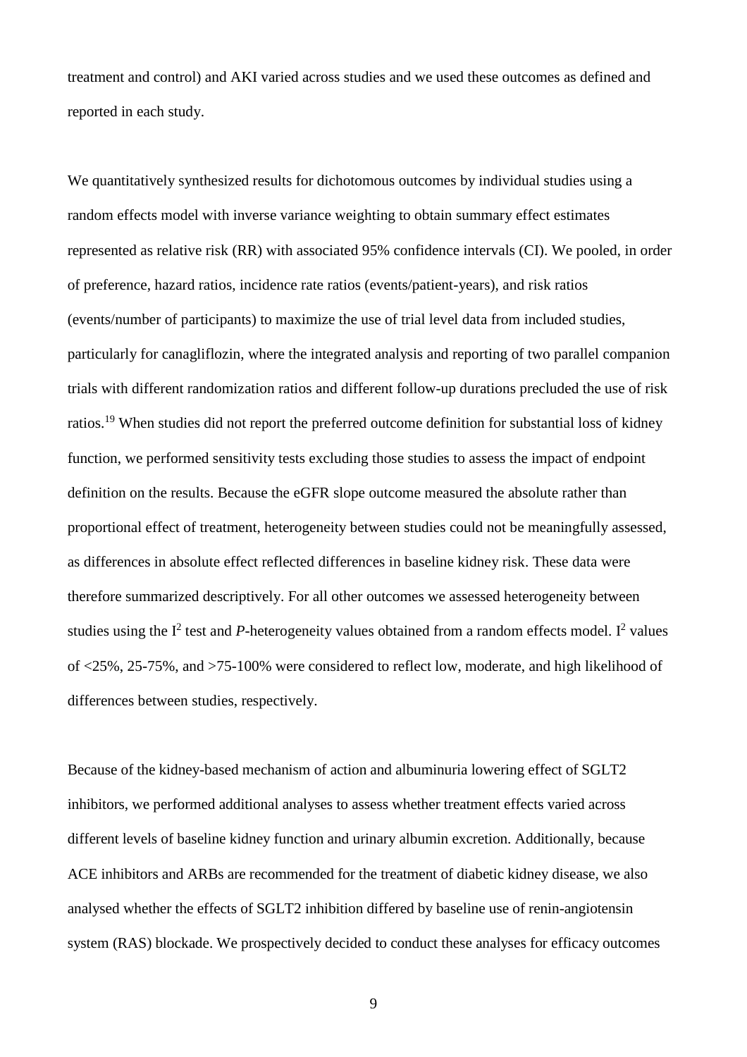treatment and control) and AKI varied across studies and we used these outcomes as defined and reported in each study.

We quantitatively synthesized results for dichotomous outcomes by individual studies using a random effects model with inverse variance weighting to obtain summary effect estimates represented as relative risk (RR) with associated 95% confidence intervals (CI). We pooled, in order of preference, hazard ratios, incidence rate ratios (events/patient-years), and risk ratios (events/number of participants) to maximize the use of trial level data from included studies, particularly for canagliflozin, where the integrated analysis and reporting of two parallel companion trials with different randomization ratios and different follow-up durations precluded the use of risk ratios.[19] When studies did not report the preferred outcome definition for substantial loss of kidney function, we performed sensitivity tests excluding those studies to assess the impact of endpoint definition on the results. Because the eGFR slope outcome measured the absolute rather than proportional effect of treatment, heterogeneity between studies could not be meaningfully assessed, as differences in absolute effect reflected differences in baseline kidney risk. These data were therefore summarized descriptively. For all other outcomes we assessed heterogeneity between studies using the $I^2$ test and *P*-heterogeneity values obtained from a random effects model. $I^2$ values of <25%, 25-75%, and >75-100% were considered to reflect low, moderate, and high likelihood of differences between studies, respectively.

Because of the kidney-based mechanism of action and albuminuria lowering effect of SGLT2 inhibitors, we performed additional analyses to assess whether treatment effects varied across different levels of baseline kidney function and urinary albumin excretion. Additionally, because ACE inhibitors and ARBs are recommended for the treatment of diabetic kidney disease, we also analysed whether the effects of SGLT2 inhibition differed by baseline use of renin-angiotensin system (RAS) blockade. We prospectively decided to conduct these analyses for efficacy outcomes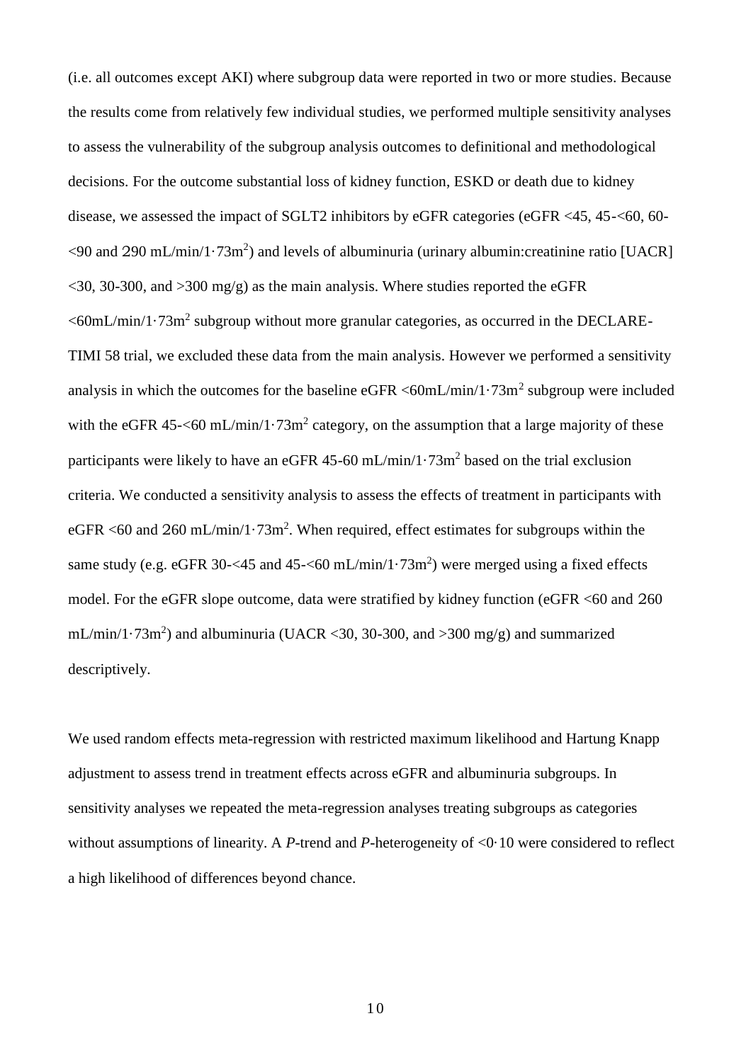(i.e. all outcomes except AKI) where subgroup data were reported in two or more studies. Because the results come from relatively few individual studies, we performed multiple sensitivity analyses to assess the vulnerability of the subgroup analysis outcomes to definitional and methodological decisions. For the outcome substantial loss of kidney function, ESKD or death due to kidney disease, we assessed the impact of SGLT2 inhibitors by eGFR categories (eGFR <45, 45-<60, 60-<90 and ≥90 mL/min/1·73m$^2$) and levels of albuminuria (urinary albumin:creatinine ratio [UACR] <30, 30-300, and >300 mg/g) as the main analysis. Where studies reported the eGFR <60mL/min/1·73m$^2$ subgroup without more granular categories, as occurred in the DECLARE-TIMI 58 trial, we excluded these data from the main analysis. However we performed a sensitivity analysis in which the outcomes for the baseline eGFR <60mL/min/1·73m$^2$ subgroup were included with the eGFR 45-<60 mL/min/1·73m$^2$ category, on the assumption that a large majority of these participants were likely to have an eGFR 45-60 mL/min/1·73m$^2$ based on the trial exclusion criteria. We conducted a sensitivity analysis to assess the effects of treatment in participants with eGFR <60 and ≥60 mL/min/1·73m$^2$. When required, effect estimates for subgroups within the same study (e.g. eGFR 30-<45 and 45-<60 mL/min/1·73m$^2$) were merged using a fixed effects model. For the eGFR slope outcome, data were stratified by kidney function (eGFR <60 and ≥60 mL/min/1·73m$^2$) and albuminuria (UACR <30, 30-300, and >300 mg/g) and summarized descriptively.

We used random effects meta-regression with restricted maximum likelihood and Hartung Knapp adjustment to assess trend in treatment effects across eGFR and albuminuria subgroups. In sensitivity analyses we repeated the meta-regression analyses treating subgroups as categories without assumptions of linearity. A *P*-trend and *P*-heterogeneity of <0·10 were considered to reflect a high likelihood of differences beyond chance.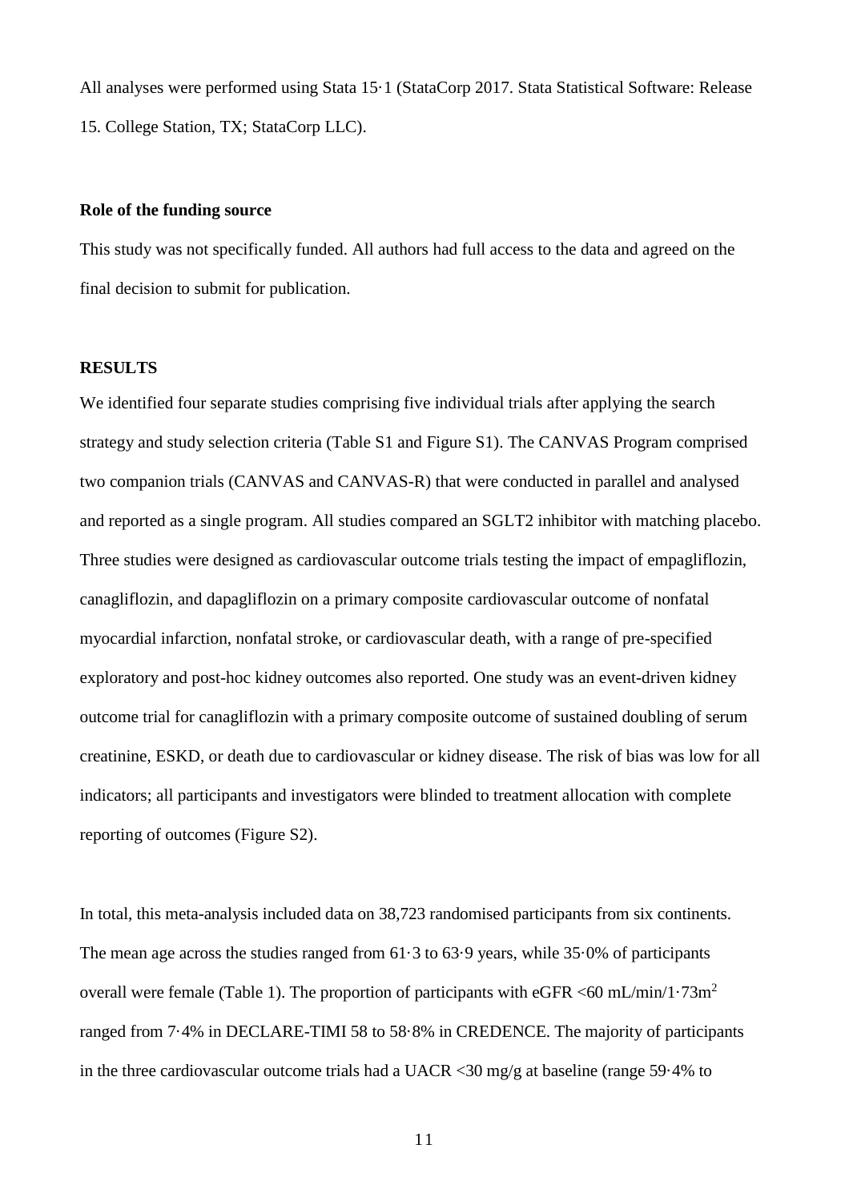All analyses were performed using Stata 15·1 (StataCorp 2017. Stata Statistical Software: Release 15. College Station, TX; StataCorp LLC).

### Role of the funding source

This study was not specifically funded. All authors had full access to the data and agreed on the final decision to submit for publication.

### RESULTS

We identified four separate studies comprising five individual trials after applying the search strategy and study selection criteria (Table S1 and Figure S1). The CANVAS Program comprised two companion trials (CANVAS and CANVAS-R) that were conducted in parallel and analysed and reported as a single program. All studies compared an SGLT2 inhibitor with matching placebo. Three studies were designed as cardiovascular outcome trials testing the impact of empagliflozin, canagliflozin, and dapagliflozin on a primary composite cardiovascular outcome of nonfatal myocardial infarction, nonfatal stroke, or cardiovascular death, with a range of pre-specified exploratory and post-hoc kidney outcomes also reported. One study was an event-driven kidney outcome trial for canagliflozin with a primary composite outcome of sustained doubling of serum creatinine, ESKD, or death due to cardiovascular or kidney disease. The risk of bias was low for all indicators; all participants and investigators were blinded to treatment allocation with complete reporting of outcomes (Figure S2).

In total, this meta-analysis included data on 38,723 randomised participants from six continents. The mean age across the studies ranged from 61·3 to 63·9 years, while 35·0% of participants overall were female (Table 1). The proportion of participants with eGFR <60 mL/min/1·73m$^2$ ranged from 7·4% in DECLARE-TIMI 58 to 58·8% in CREDENCE. The majority of participants in the three cardiovascular outcome trials had a UACR <30 mg/g at baseline (range 59·4% to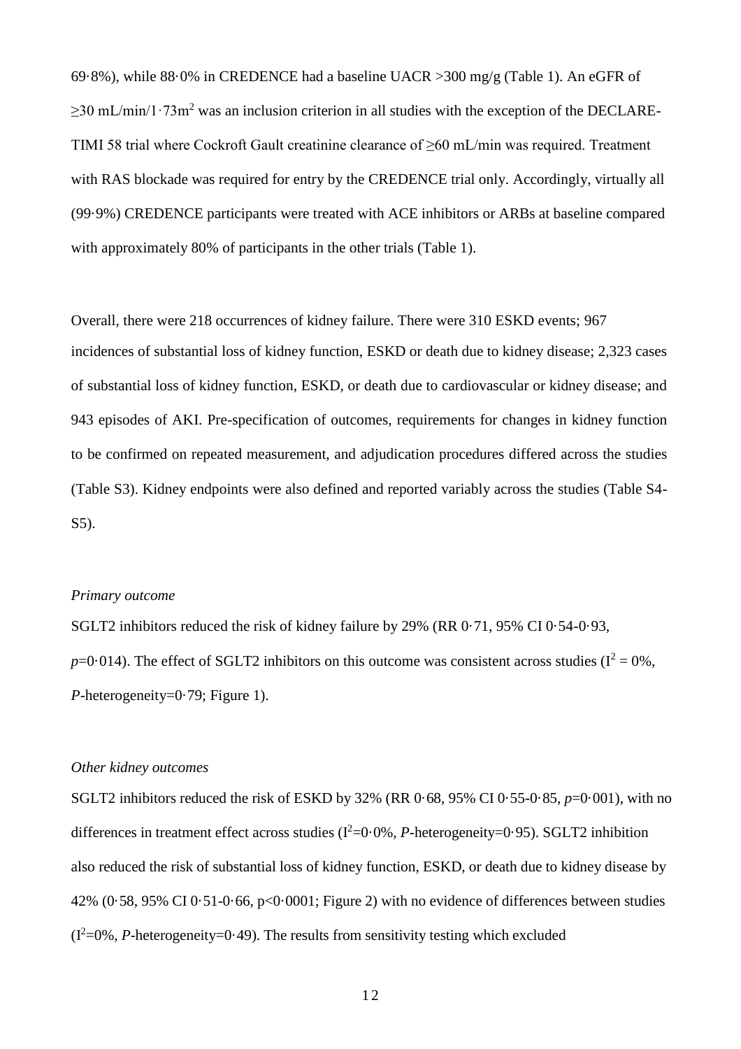69·8%), while 88·0% in CREDENCE had a baseline UACR >300 mg/g (Table 1). An eGFR of ≥30 mL/min/1·73m$^2$ was an inclusion criterion in all studies with the exception of the DECLARE-TIMI 58 trial where Cockroft Gault creatinine clearance of ≥60 mL/min was required. Treatment with RAS blockade was required for entry by the CREDENCE trial only. Accordingly, virtually all (99·9%) CREDENCE participants were treated with ACE inhibitors or ARBs at baseline compared with approximately 80% of participants in the other trials (Table 1).

Overall, there were 218 occurrences of kidney failure. There were 310 ESKD events; 967 incidences of substantial loss of kidney function, ESKD or death due to kidney disease; 2,323 cases of substantial loss of kidney function, ESKD, or death due to cardiovascular or kidney disease; and 943 episodes of AKI. Pre-specification of outcomes, requirements for changes in kidney function to be confirmed on repeated measurement, and adjudication procedures differed across the studies (Table S3). Kidney endpoints were also defined and reported variably across the studies (Table S4-S5).

*Primary outcome*

SGLT2 inhibitors reduced the risk of kidney failure by 29% (RR 0·71, 95% CI 0·54-0·93, $p$=0·014). The effect of SGLT2 inhibitors on this outcome was consistent across studies ($I^2$ = 0%, $P$-heterogeneity=0·79; Figure 1).

*Other kidney outcomes*

SGLT2 inhibitors reduced the risk of ESKD by 32% (RR 0·68, 95% CI 0·55-0·85, $p$=0·001), with no differences in treatment effect across studies ($I^2$=0·0%, $P$-heterogeneity=0·95). SGLT2 inhibition also reduced the risk of substantial loss of kidney function, ESKD, or death due to kidney disease by 42% (0·58, 95% CI 0·51-0·66, p<0·0001; Figure 2) with no evidence of differences between studies ($I^2$=0%, $P$-heterogeneity=0·49). The results from sensitivity testing which excluded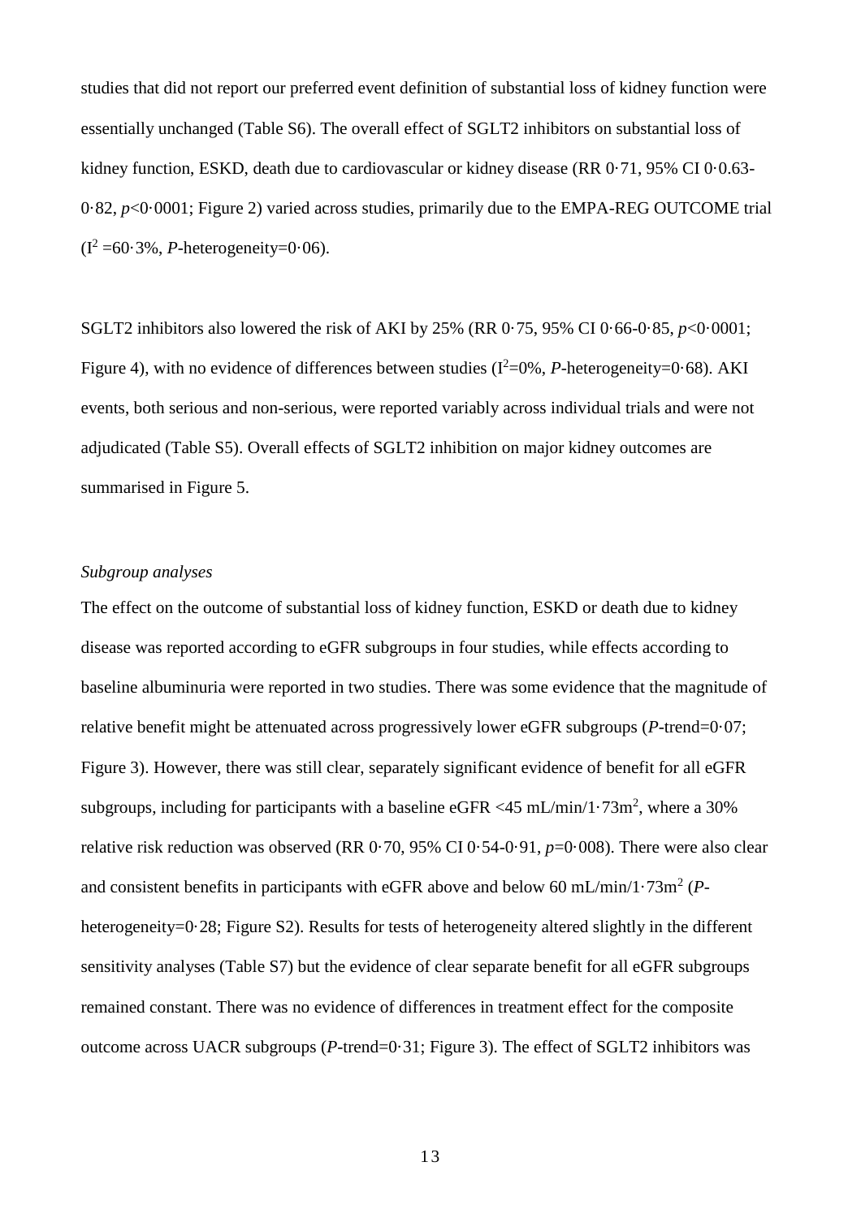studies that did not report our preferred event definition of substantial loss of kidney function were essentially unchanged (Table S6). The overall effect of SGLT2 inhibitors on substantial loss of kidney function, ESKD, death due to cardiovascular or kidney disease (RR 0·71, 95% CI 0·0.63-0·82, $p$<0·0001; Figure 2) varied across studies, primarily due to the EMPA-REG OUTCOME trial ($I^2$ =60·3%, $P$-heterogeneity=0·06).

SGLT2 inhibitors also lowered the risk of AKI by 25% (RR 0·75, 95% CI 0·66-0·85, $p$<0·0001; Figure 4), with no evidence of differences between studies ($I^2$=0%, $P$-heterogeneity=0·68). AKI events, both serious and non-serious, were reported variably across individual trials and were not adjudicated (Table S5). Overall effects of SGLT2 inhibition on major kidney outcomes are summarised in Figure 5.

*Subgroup analyses*

The effect on the outcome of substantial loss of kidney function, ESKD or death due to kidney disease was reported according to eGFR subgroups in four studies, while effects according to baseline albuminuria were reported in two studies. There was some evidence that the magnitude of relative benefit might be attenuated across progressively lower eGFR subgroups ($P$-trend=0·07; Figure 3). However, there was still clear, separately significant evidence of benefit for all eGFR subgroups, including for participants with a baseline eGFR <45 mL/min/1·73m$^2$, where a 30% relative risk reduction was observed (RR 0·70, 95% CI 0·54-0·91, $p$=0·008). There were also clear and consistent benefits in participants with eGFR above and below 60 mL/min/1·73m$^2$ ($P$-heterogeneity=0·28; Figure S2). Results for tests of heterogeneity altered slightly in the different sensitivity analyses (Table S7) but the evidence of clear separate benefit for all eGFR subgroups remained constant. There was no evidence of differences in treatment effect for the composite outcome across UACR subgroups ($P$-trend=0·31; Figure 3). The effect of SGLT2 inhibitors was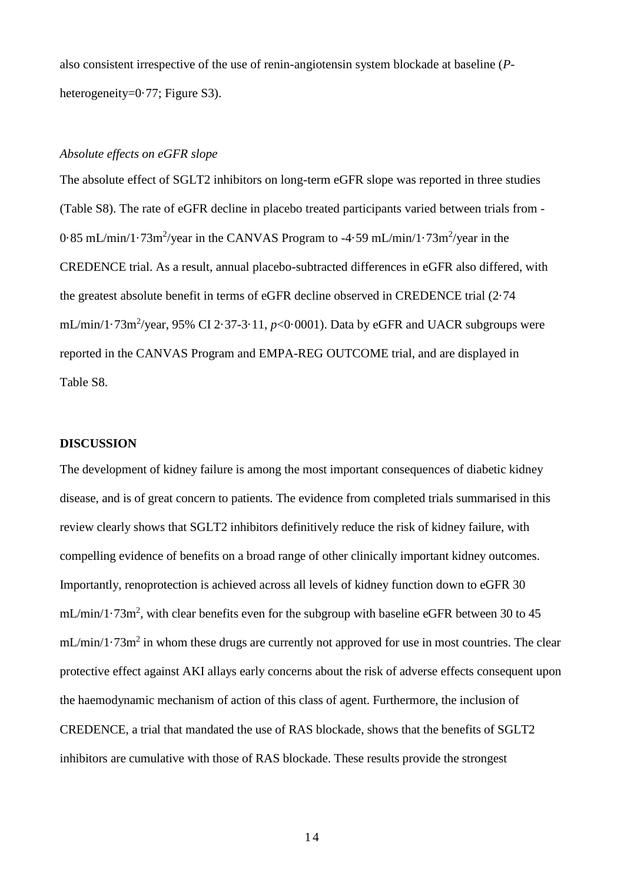also consistent irrespective of the use of renin-angiotensin system blockade at baseline (*P*-heterogeneity=0·77; Figure S3).

*Absolute effects on eGFR slope*

The absolute effect of SGLT2 inhibitors on long-term eGFR slope was reported in three studies (Table S8). The rate of eGFR decline in placebo treated participants varied between trials from -0·85 mL/min/1·73m$^2$/year in the CANVAS Program to -4·59 mL/min/1·73m$^2$/year in the CREDENCE trial. As a result, annual placebo-subtracted differences in eGFR also differed, with the greatest absolute benefit in terms of eGFR decline observed in CREDENCE trial (2·74 mL/min/1·73m$^2$/year, 95% CI 2·37-3·11, $p$<0·0001). Data by eGFR and UACR subgroups were reported in the CANVAS Program and EMPA-REG OUTCOME trial, and are displayed in Table S8.

## DISCUSSION

The development of kidney failure is among the most important consequences of diabetic kidney disease, and is of great concern to patients. The evidence from completed trials summarised in this review clearly shows that SGLT2 inhibitors definitively reduce the risk of kidney failure, with compelling evidence of benefits on a broad range of other clinically important kidney outcomes. Importantly, renoprotection is achieved across all levels of kidney function down to eGFR 30 mL/min/1·73m$^2$, with clear benefits even for the subgroup with baseline eGFR between 30 to 45 mL/min/1·73m$^2$ in whom these drugs are currently not approved for use in most countries. The clear protective effect against AKI allays early concerns about the risk of adverse effects consequent upon the haemodynamic mechanism of action of this class of agent. Furthermore, the inclusion of CREDENCE, a trial that mandated the use of RAS blockade, shows that the benefits of SGLT2 inhibitors are cumulative with those of RAS blockade. These results provide the strongest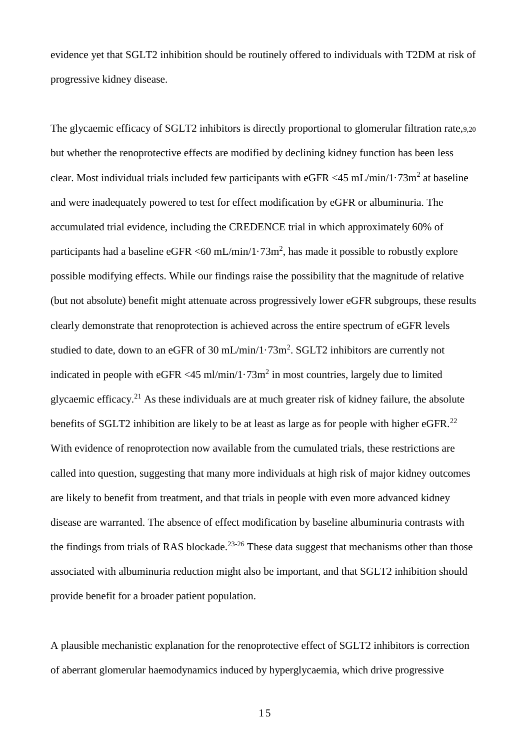evidence yet that SGLT2 inhibition should be routinely offered to individuals with T2DM at risk of progressive kidney disease.

The glycaemic efficacy of SGLT2 inhibitors is directly proportional to glomerular filtration rate,[9,20] but whether the renoprotective effects are modified by declining kidney function has been less clear. Most individual trials included few participants with eGFR <45 mL/min/1·73m$^2$ at baseline and were inadequately powered to test for effect modification by eGFR or albuminuria. The accumulated trial evidence, including the CREDENCE trial in which approximately 60% of participants had a baseline eGFR <60 mL/min/1·73m$^2$, has made it possible to robustly explore possible modifying effects. While our findings raise the possibility that the magnitude of relative (but not absolute) benefit might attenuate across progressively lower eGFR subgroups, these results clearly demonstrate that renoprotection is achieved across the entire spectrum of eGFR levels studied to date, down to an eGFR of 30 mL/min/1·73m$^2$. SGLT2 inhibitors are currently not indicated in people with eGFR <45 ml/min/1·73m$^2$ in most countries, largely due to limited glycaemic efficacy.[21] As these individuals are at much greater risk of kidney failure, the absolute benefits of SGLT2 inhibition are likely to be at least as large as for people with higher eGFR.[22] With evidence of renoprotection now available from the cumulated trials, these restrictions are called into question, suggesting that many more individuals at high risk of major kidney outcomes are likely to benefit from treatment, and that trials in people with even more advanced kidney disease are warranted. The absence of effect modification by baseline albuminuria contrasts with the findings from trials of RAS blockade.[23-26] These data suggest that mechanisms other than those associated with albuminuria reduction might also be important, and that SGLT2 inhibition should provide benefit for a broader patient population.

A plausible mechanistic explanation for the renoprotective effect of SGLT2 inhibitors is correction of aberrant glomerular haemodynamics induced by hyperglycaemia, which drive progressive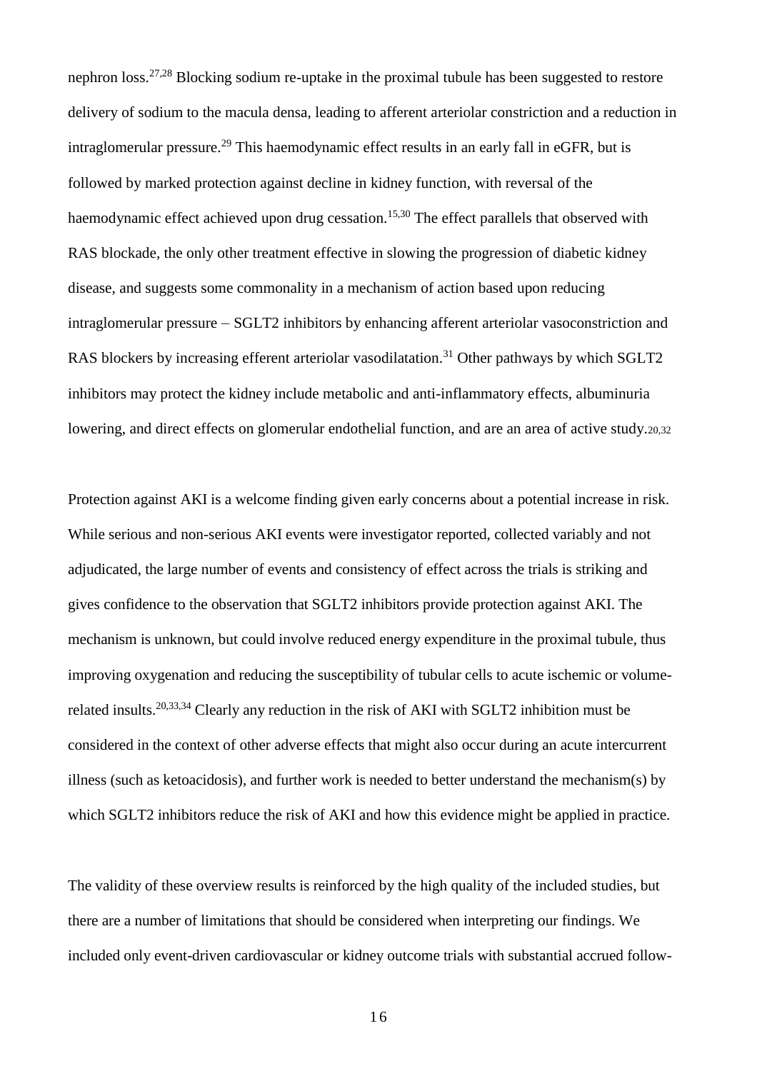nephron loss.[27,28] Blocking sodium re-uptake in the proximal tubule has been suggested to restore delivery of sodium to the macula densa, leading to afferent arteriolar constriction and a reduction in intraglomerular pressure.[29] This haemodynamic effect results in an early fall in eGFR, but is followed by marked protection against decline in kidney function, with reversal of the haemodynamic effect achieved upon drug cessation.[15,30] The effect parallels that observed with RAS blockade, the only other treatment effective in slowing the progression of diabetic kidney disease, and suggests some commonality in a mechanism of action based upon reducing intraglomerular pressure – SGLT2 inhibitors by enhancing afferent arteriolar vasoconstriction and RAS blockers by increasing efferent arteriolar vasodilatation.[31] Other pathways by which SGLT2 inhibitors may protect the kidney include metabolic and anti-inflammatory effects, albuminuria lowering, and direct effects on glomerular endothelial function, and are an area of active study.[20,32]

Protection against AKI is a welcome finding given early concerns about a potential increase in risk. While serious and non-serious AKI events were investigator reported, collected variably and not adjudicated, the large number of events and consistency of effect across the trials is striking and gives confidence to the observation that SGLT2 inhibitors provide protection against AKI. The mechanism is unknown, but could involve reduced energy expenditure in the proximal tubule, thus improving oxygenation and reducing the susceptibility of tubular cells to acute ischemic or volume-related insults.[20,33,34] Clearly any reduction in the risk of AKI with SGLT2 inhibition must be considered in the context of other adverse effects that might also occur during an acute intercurrent illness (such as ketoacidosis), and further work is needed to better understand the mechanism(s) by which SGLT2 inhibitors reduce the risk of AKI and how this evidence might be applied in practice.

The validity of these overview results is reinforced by the high quality of the included studies, but there are a number of limitations that should be considered when interpreting our findings. We included only event-driven cardiovascular or kidney outcome trials with substantial accrued follow-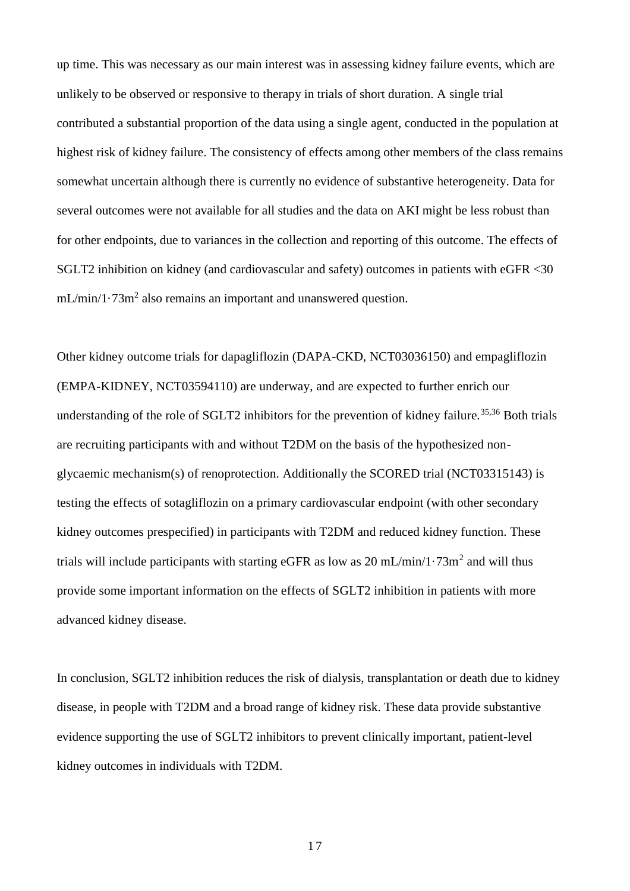up time. This was necessary as our main interest was in assessing kidney failure events, which are unlikely to be observed or responsive to therapy in trials of short duration. A single trial contributed a substantial proportion of the data using a single agent, conducted in the population at highest risk of kidney failure. The consistency of effects among other members of the class remains somewhat uncertain although there is currently no evidence of substantive heterogeneity. Data for several outcomes were not available for all studies and the data on AKI might be less robust than for other endpoints, due to variances in the collection and reporting of this outcome. The effects of SGLT2 inhibition on kidney (and cardiovascular and safety) outcomes in patients with eGFR <30 mL/min/1·73m$^2$ also remains an important and unanswered question.

Other kidney outcome trials for dapagliflozin (DAPA-CKD, NCT03036150) and empagliflozin (EMPA-KIDNEY, NCT03594110) are underway, and are expected to further enrich our understanding of the role of SGLT2 inhibitors for the prevention of kidney failure.[35,36] Both trials are recruiting participants with and without T2DM on the basis of the hypothesized non-glycaemic mechanism(s) of renoprotection. Additionally the SCORED trial (NCT03315143) is testing the effects of sotagliflozin on a primary cardiovascular endpoint (with other secondary kidney outcomes prespecified) in participants with T2DM and reduced kidney function. These trials will include participants with starting eGFR as low as 20 mL/min/1·73m$^2$ and will thus provide some important information on the effects of SGLT2 inhibition in patients with more advanced kidney disease.

In conclusion, SGLT2 inhibition reduces the risk of dialysis, transplantation or death due to kidney disease, in people with T2DM and a broad range of kidney risk. These data provide substantive evidence supporting the use of SGLT2 inhibitors to prevent clinically important, patient-level kidney outcomes in individuals with T2DM.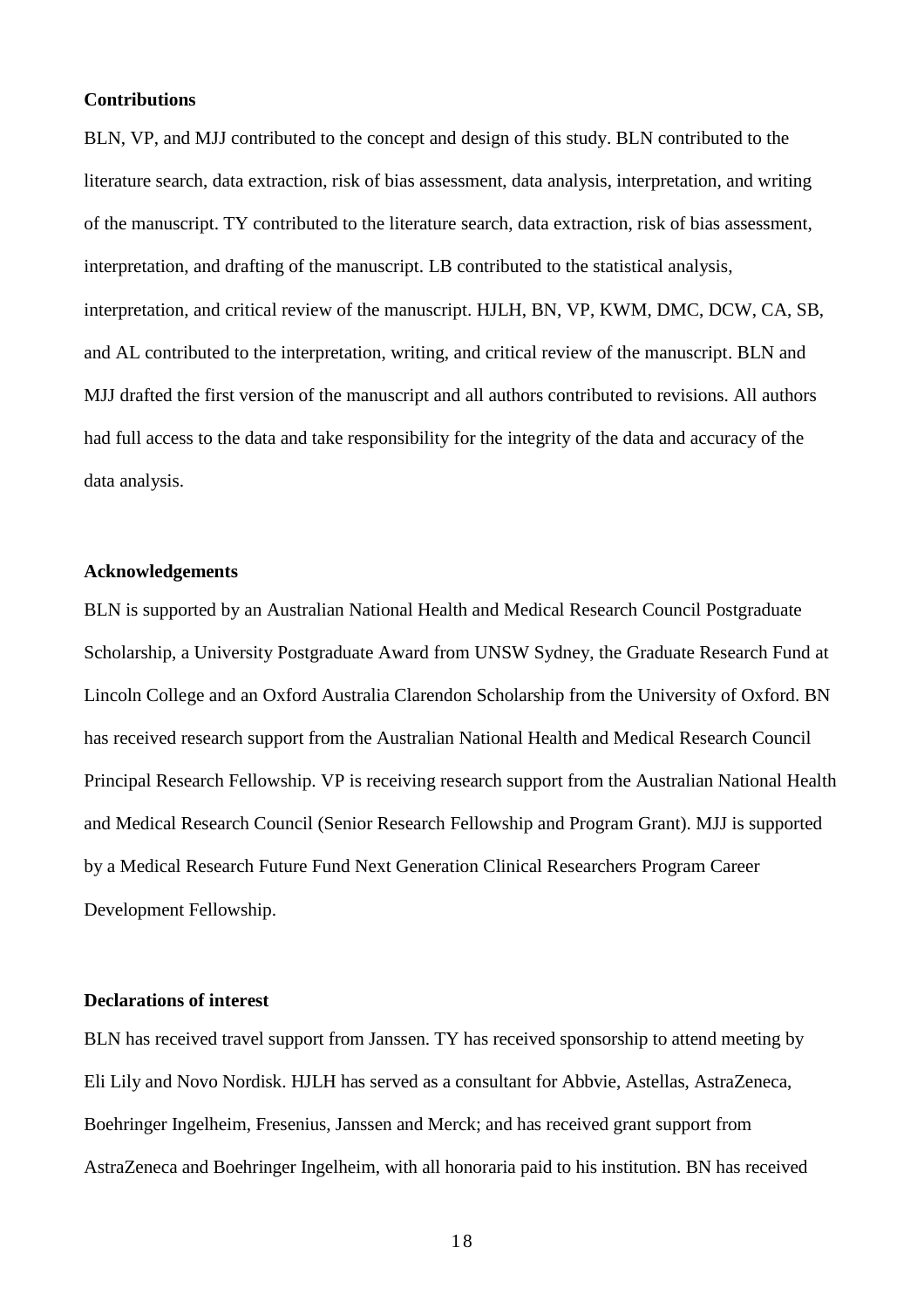### Contributions

BLN, VP, and MJJ contributed to the concept and design of this study. BLN contributed to the literature search, data extraction, risk of bias assessment, data analysis, interpretation, and writing of the manuscript. TY contributed to the literature search, data extraction, risk of bias assessment, interpretation, and drafting of the manuscript. LB contributed to the statistical analysis, interpretation, and critical review of the manuscript. HJLH, BN, VP, KWM, DMC, DCW, CA, SB, and AL contributed to the interpretation, writing, and critical review of the manuscript. BLN and MJJ drafted the first version of the manuscript and all authors contributed to revisions. All authors had full access to the data and take responsibility for the integrity of the data and accuracy of the data analysis.

### Acknowledgements

BLN is supported by an Australian National Health and Medical Research Council Postgraduate Scholarship, a University Postgraduate Award from UNSW Sydney, the Graduate Research Fund at Lincoln College and an Oxford Australia Clarendon Scholarship from the University of Oxford. BN has received research support from the Australian National Health and Medical Research Council Principal Research Fellowship. VP is receiving research support from the Australian National Health and Medical Research Council (Senior Research Fellowship and Program Grant). MJJ is supported by a Medical Research Future Fund Next Generation Clinical Researchers Program Career Development Fellowship.

### Declarations of interest

BLN has received travel support from Janssen. TY has received sponsorship to attend meeting by Eli Lily and Novo Nordisk. HJLH has served as a consultant for Abbvie, Astellas, AstraZeneca, Boehringer Ingelheim, Fresenius, Janssen and Merck; and has received grant support from AstraZeneca and Boehringer Ingelheim, with all honoraria paid to his institution. BN has received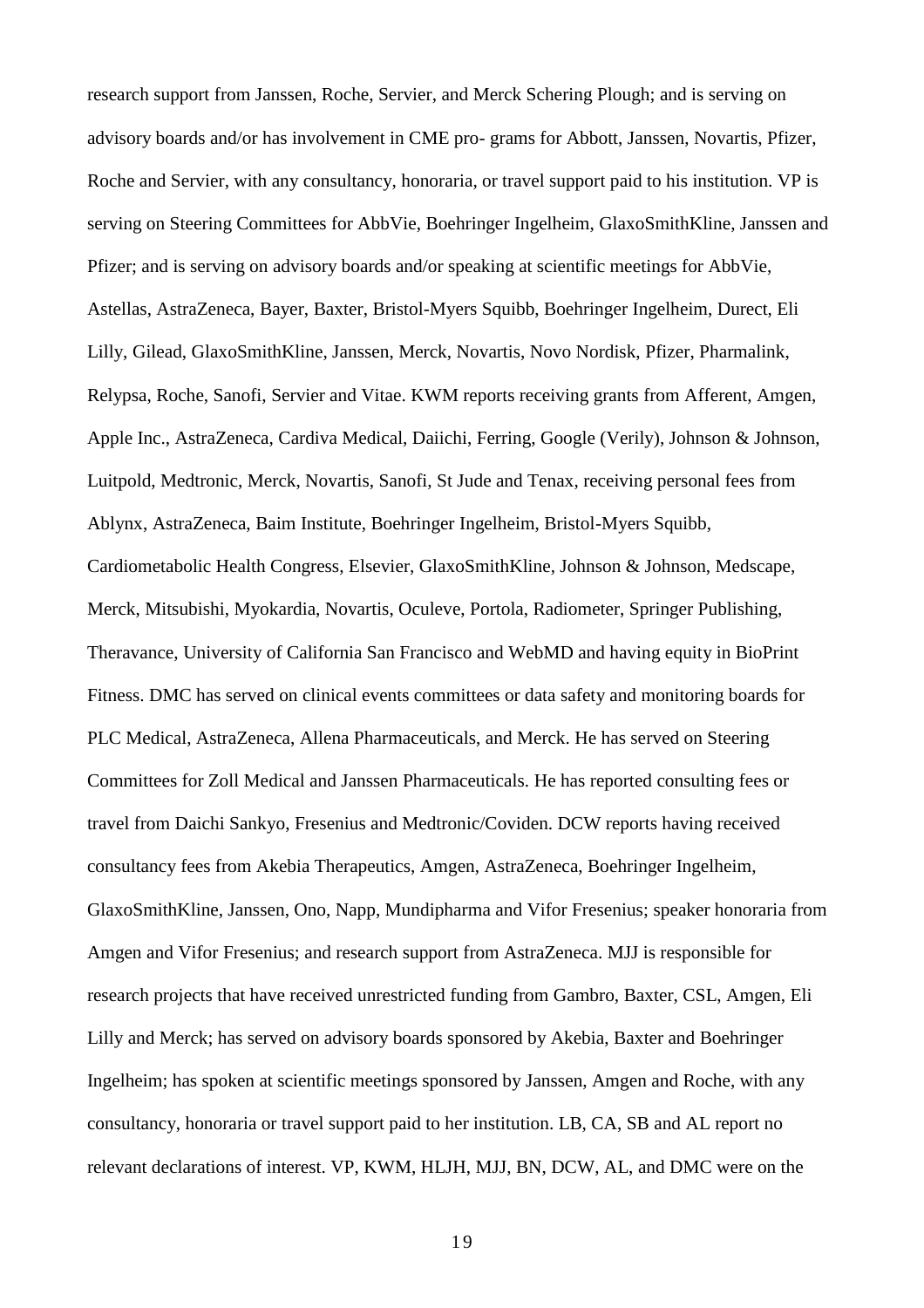research support from Janssen, Roche, Servier, and Merck Schering Plough; and is serving on advisory boards and/or has involvement in CME pro- grams for Abbott, Janssen, Novartis, Pfizer, Roche and Servier, with any consultancy, honoraria, or travel support paid to his institution. VP is serving on Steering Committees for AbbVie, Boehringer Ingelheim, GlaxoSmithKline, Janssen and Pfizer; and is serving on advisory boards and/or speaking at scientific meetings for AbbVie, Astellas, AstraZeneca, Bayer, Baxter, Bristol-Myers Squibb, Boehringer Ingelheim, Durect, Eli Lilly, Gilead, GlaxoSmithKline, Janssen, Merck, Novartis, Novo Nordisk, Pfizer, Pharmalink, Relypsa, Roche, Sanofi, Servier and Vitae. KWM reports receiving grants from Afferent, Amgen, Apple Inc., AstraZeneca, Cardiva Medical, Daiichi, Ferring, Google (Verily), Johnson & Johnson, Luitpold, Medtronic, Merck, Novartis, Sanofi, St Jude and Tenax, receiving personal fees from Ablynx, AstraZeneca, Baim Institute, Boehringer Ingelheim, Bristol-Myers Squibb, Cardiometabolic Health Congress, Elsevier, GlaxoSmithKline, Johnson & Johnson, Medscape, Merck, Mitsubishi, Myokardia, Novartis, Oculeve, Portola, Radiometer, Springer Publishing, Theravance, University of California San Francisco and WebMD and having equity in BioPrint Fitness. DMC has served on clinical events committees or data safety and monitoring boards for PLC Medical, AstraZeneca, Allena Pharmaceuticals, and Merck. He has served on Steering Committees for Zoll Medical and Janssen Pharmaceuticals. He has reported consulting fees or travel from Daichi Sankyo, Fresenius and Medtronic/Coviden. DCW reports having received consultancy fees from Akebia Therapeutics, Amgen, AstraZeneca, Boehringer Ingelheim, GlaxoSmithKline, Janssen, Ono, Napp, Mundipharma and Vifor Fresenius; speaker honoraria from Amgen and Vifor Fresenius; and research support from AstraZeneca. MJJ is responsible for research projects that have received unrestricted funding from Gambro, Baxter, CSL, Amgen, Eli Lilly and Merck; has served on advisory boards sponsored by Akebia, Baxter and Boehringer Ingelheim; has spoken at scientific meetings sponsored by Janssen, Amgen and Roche, with any consultancy, honoraria or travel support paid to her institution. LB, CA, SB and AL report no relevant declarations of interest. VP, KWM, HLJH, MJJ, BN, DCW, AL, and DMC were on the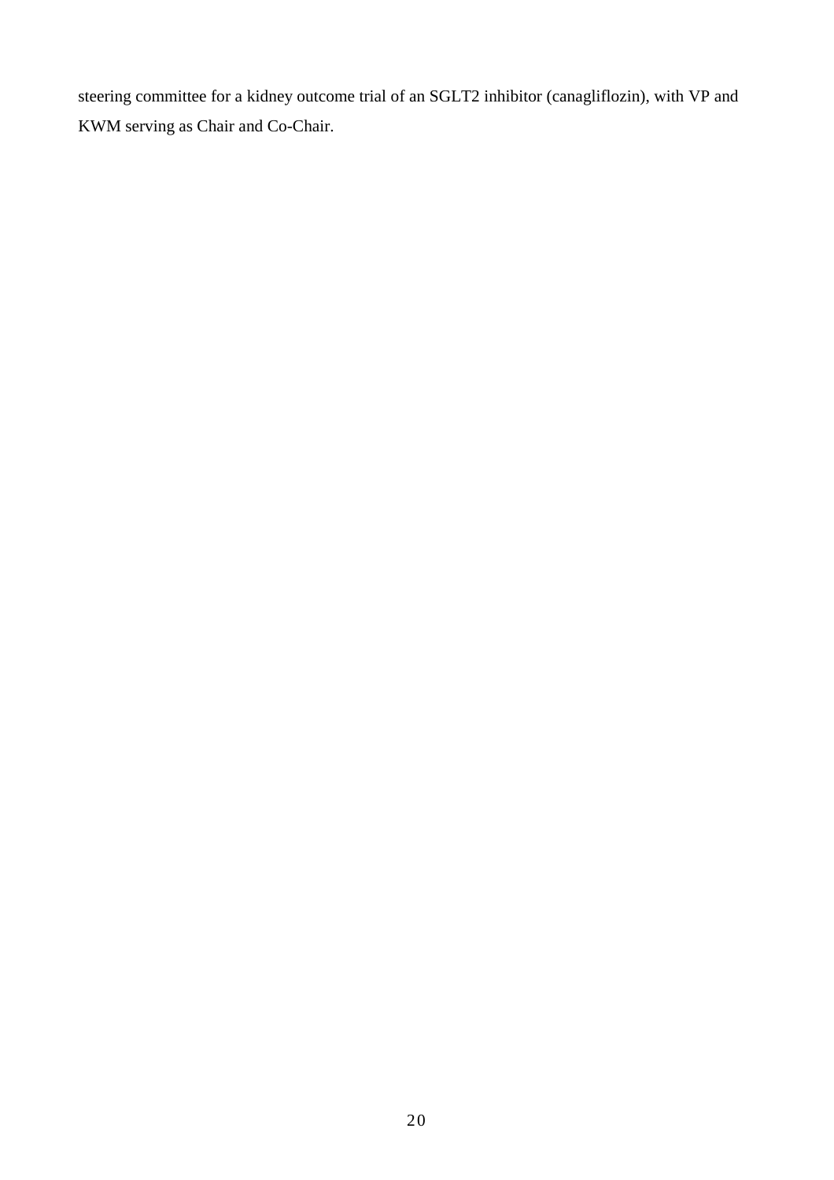steering committee for a kidney outcome trial of an SGLT2 inhibitor (canagliflozin), with VP and KWM serving as Chair and Co-Chair.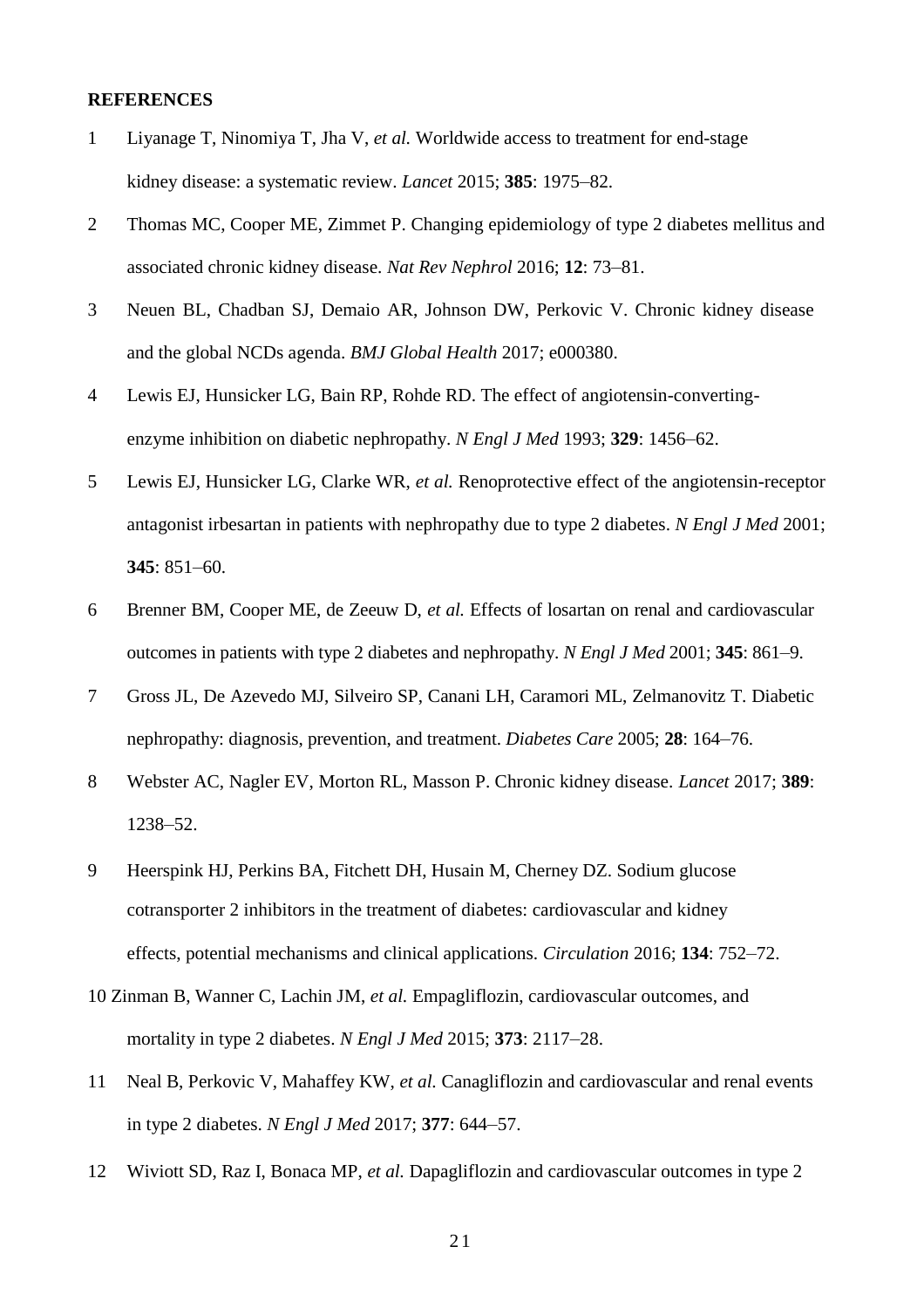## REFERENCES

1 Liyanage T, Ninomiya T, Jha V, *et al.* Worldwide access to treatment for end-stage kidney disease: a systematic review. *Lancet* 2015; **385**: 1975–82.

2 Thomas MC, Cooper ME, Zimmet P. Changing epidemiology of type 2 diabetes mellitus and associated chronic kidney disease. *Nat Rev Nephrol* 2016; **12**: 73–81.

3 Neuen BL, Chadban SJ, Demaio AR, Johnson DW, Perkovic V. Chronic kidney disease and the global NCDs agenda. *BMJ Global Health* 2017; e000380.

4 Lewis EJ, Hunsicker LG, Bain RP, Rohde RD. The effect of angiotensin-converting-enzyme inhibition on diabetic nephropathy. *N Engl J Med* 1993; **329**: 1456–62.

5 Lewis EJ, Hunsicker LG, Clarke WR, *et al.* Renoprotective effect of the angiotensin-receptor antagonist irbesartan in patients with nephropathy due to type 2 diabetes. *N Engl J Med* 2001; **345**: 851–60.

6 Brenner BM, Cooper ME, de Zeeuw D, *et al.* Effects of losartan on renal and cardiovascular outcomes in patients with type 2 diabetes and nephropathy. *N Engl J Med* 2001; **345**: 861–9.

7 Gross JL, De Azevedo MJ, Silveiro SP, Canani LH, Caramori ML, Zelmanovitz T. Diabetic nephropathy: diagnosis, prevention, and treatment. *Diabetes Care* 2005; **28**: 164–76.

8 Webster AC, Nagler EV, Morton RL, Masson P. Chronic kidney disease. *Lancet* 2017; **389**: 1238–52.

9 Heerspink HJ, Perkins BA, Fitchett DH, Husain M, Cherney DZ. Sodium glucose cotransporter 2 inhibitors in the treatment of diabetes: cardiovascular and kidney effects, potential mechanisms and clinical applications. *Circulation* 2016; **134**: 752–72.

10 Zinman B, Wanner C, Lachin JM, *et al.* Empagliflozin, cardiovascular outcomes, and mortality in type 2 diabetes. *N Engl J Med* 2015; **373**: 2117–28.

11 Neal B, Perkovic V, Mahaffey KW, *et al.* Canagliflozin and cardiovascular and renal events in type 2 diabetes. *N Engl J Med* 2017; **377**: 644–57.

12 Wiviott SD, Raz I, Bonaca MP, *et al.* Dapagliflozin and cardiovascular outcomes in type 2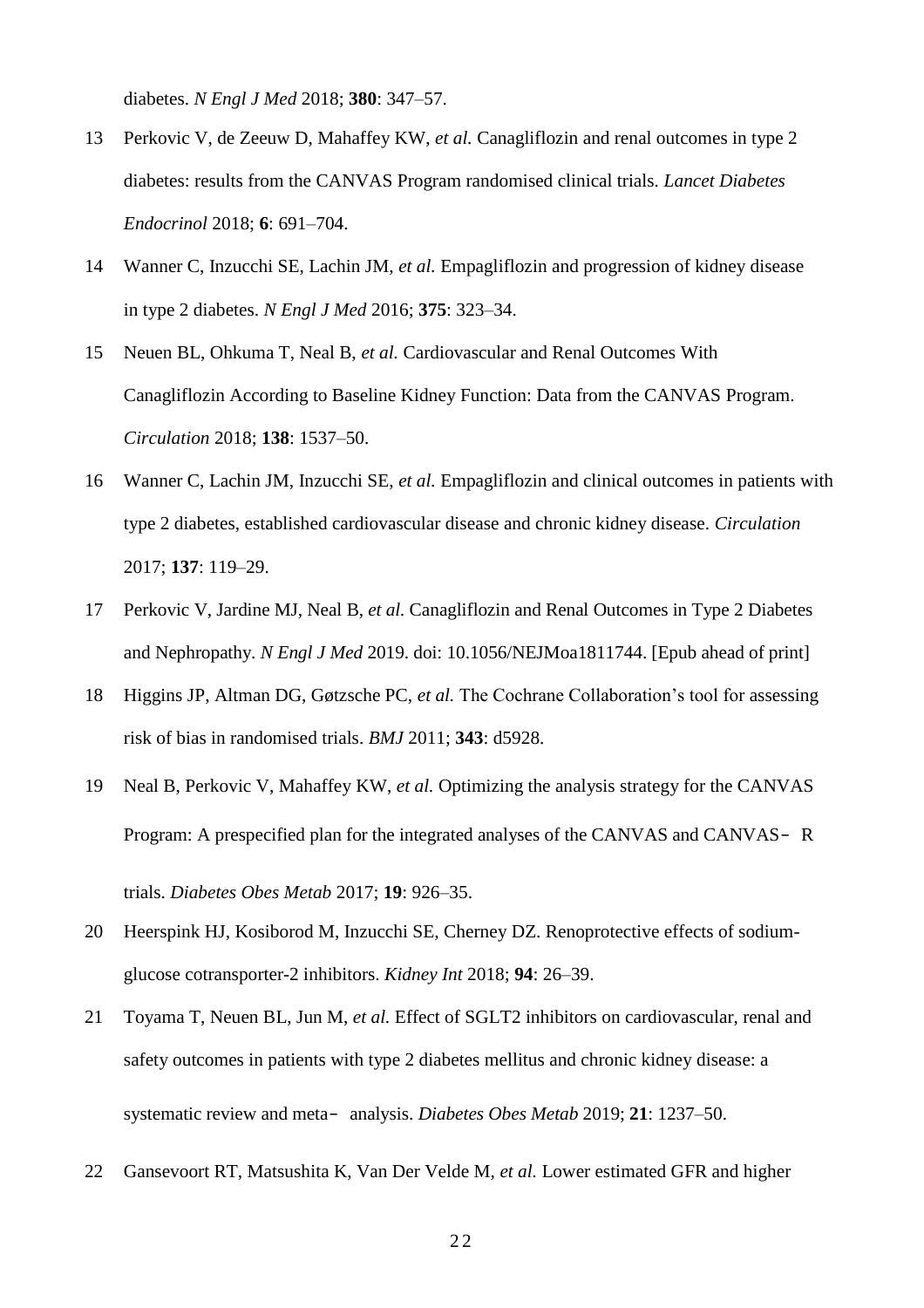diabetes. *N Engl J Med* 2018; **380**: 347–57.

13 Perkovic V, de Zeeuw D, Mahaffey KW, *et al.* Canagliflozin and renal outcomes in type 2 diabetes: results from the CANVAS Program randomised clinical trials. *Lancet Diabetes Endocrinol* 2018; **6**: 691–704.

14 Wanner C, Inzucchi SE, Lachin JM, *et al.* Empagliflozin and progression of kidney disease in type 2 diabetes. *N Engl J Med* 2016; **375**: 323–34.

15 Neuen BL, Ohkuma T, Neal B, *et al.* Cardiovascular and Renal Outcomes With Canagliflozin According to Baseline Kidney Function: Data from the CANVAS Program. *Circulation* 2018; **138**: 1537–50.

16 Wanner C, Lachin JM, Inzucchi SE, *et al.* Empagliflozin and clinical outcomes in patients with type 2 diabetes, established cardiovascular disease and chronic kidney disease. *Circulation* 2017; **137**: 119–29.

17 Perkovic V, Jardine MJ, Neal B, *et al.* Canagliflozin and Renal Outcomes in Type 2 Diabetes and Nephropathy. *N Engl J Med* 2019. doi: 10.1056/NEJMoa1811744. [Epub ahead of print]

18 Higgins JP, Altman DG, Gøtzsche PC, *et al.* The Cochrane Collaboration's tool for assessing risk of bias in randomised trials. *BMJ* 2011; **343**: d5928.

19 Neal B, Perkovic V, Mahaffey KW, *et al.* Optimizing the analysis strategy for the CANVAS Program: A prespecified plan for the integrated analyses of the CANVAS and CANVAS‐R trials. *Diabetes Obes Metab* 2017; **19**: 926–35.

20 Heerspink HJ, Kosiborod M, Inzucchi SE, Cherney DZ. Renoprotective effects of sodium-glucose cotransporter-2 inhibitors. *Kidney Int* 2018; **94**: 26–39.

21 Toyama T, Neuen BL, Jun M, *et al.* Effect of SGLT2 inhibitors on cardiovascular, renal and safety outcomes in patients with type 2 diabetes mellitus and chronic kidney disease: a systematic review and meta‐analysis. *Diabetes Obes Metab* 2019; **21**: 1237–50.

22 Gansevoort RT, Matsushita K, Van Der Velde M, *et al.* Lower estimated GFR and higher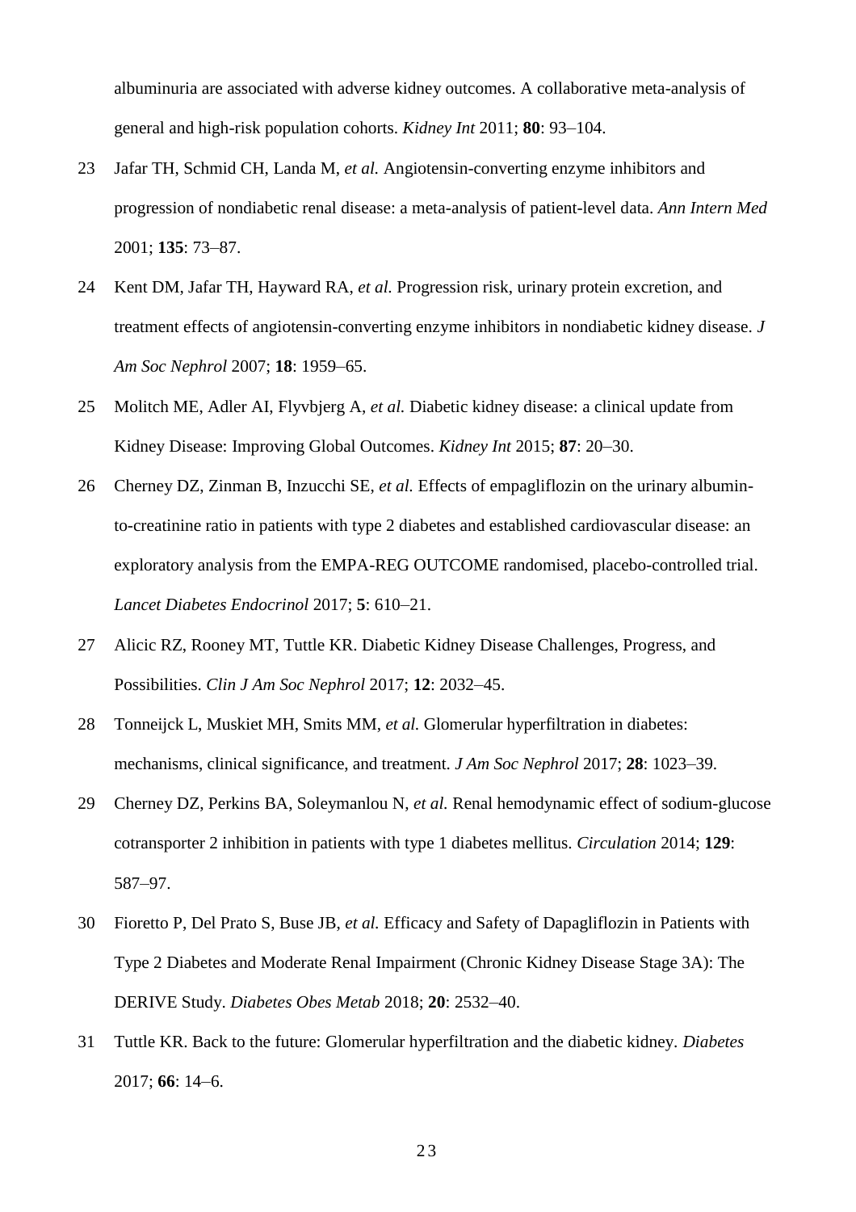albuminuria are associated with adverse kidney outcomes. A collaborative meta-analysis of general and high-risk population cohorts. *Kidney Int* 2011; **80**: 93–104.

23 Jafar TH, Schmid CH, Landa M, *et al.* Angiotensin-converting enzyme inhibitors and progression of nondiabetic renal disease: a meta-analysis of patient-level data. *Ann Intern Med* 2001; **135**: 73–87.

24 Kent DM, Jafar TH, Hayward RA, *et al.* Progression risk, urinary protein excretion, and treatment effects of angiotensin-converting enzyme inhibitors in nondiabetic kidney disease. *J Am Soc Nephrol* 2007; **18**: 1959–65.

25 Molitch ME, Adler AI, Flyvbjerg A, *et al.* Diabetic kidney disease: a clinical update from Kidney Disease: Improving Global Outcomes. *Kidney Int* 2015; **87**: 20–30.

26 Cherney DZ, Zinman B, Inzucchi SE, *et al.* Effects of empagliflozin on the urinary albumin-to-creatinine ratio in patients with type 2 diabetes and established cardiovascular disease: an exploratory analysis from the EMPA-REG OUTCOME randomised, placebo-controlled trial. *Lancet Diabetes Endocrinol* 2017; **5**: 610–21.

27 Alicic RZ, Rooney MT, Tuttle KR. Diabetic Kidney Disease Challenges, Progress, and Possibilities. *Clin J Am Soc Nephrol* 2017; **12**: 2032–45.

28 Tonneijck L, Muskiet MH, Smits MM, *et al.* Glomerular hyperfiltration in diabetes: mechanisms, clinical significance, and treatment. *J Am Soc Nephrol* 2017; **28**: 1023–39.

29 Cherney DZ, Perkins BA, Soleymanlou N, *et al.* Renal hemodynamic effect of sodium-glucose cotransporter 2 inhibition in patients with type 1 diabetes mellitus. *Circulation* 2014; **129**: 587–97.

30 Fioretto P, Del Prato S, Buse JB, *et al.* Efficacy and Safety of Dapagliflozin in Patients with Type 2 Diabetes and Moderate Renal Impairment (Chronic Kidney Disease Stage 3A): The DERIVE Study. *Diabetes Obes Metab* 2018; **20**: 2532–40.

31 Tuttle KR. Back to the future: Glomerular hyperfiltration and the diabetic kidney. *Diabetes* 2017; **66**: 14–6.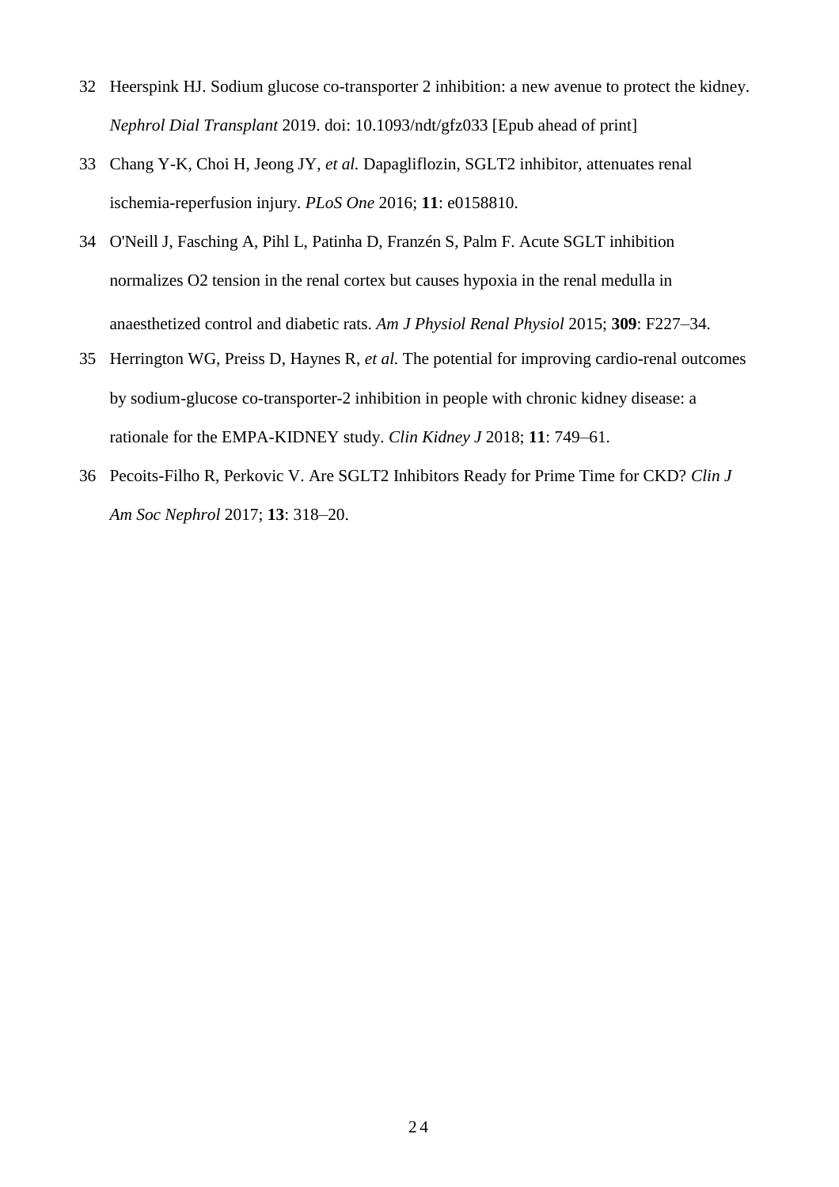32 Heerspink HJ. Sodium glucose co-transporter 2 inhibition: a new avenue to protect the kidney. *Nephrol Dial Transplant* 2019. doi: 10.1093/ndt/gfz033 [Epub ahead of print]

33 Chang Y-K, Choi H, Jeong JY, *et al.* Dapagliflozin, SGLT2 inhibitor, attenuates renal ischemia-reperfusion injury. *PLoS One* 2016; **11**: e0158810.

34 O'Neill J, Fasching A, Pihl L, Patinha D, Franzén S, Palm F. Acute SGLT inhibition normalizes O2 tension in the renal cortex but causes hypoxia in the renal medulla in anaesthetized control and diabetic rats. *Am J Physiol Renal Physiol* 2015; **309**: F227–34.

35 Herrington WG, Preiss D, Haynes R, *et al.* The potential for improving cardio-renal outcomes by sodium-glucose co-transporter-2 inhibition in people with chronic kidney disease: a rationale for the EMPA-KIDNEY study. *Clin Kidney J* 2018; **11**: 749–61.

36 Pecoits-Filho R, Perkovic V. Are SGLT2 Inhibitors Ready for Prime Time for CKD? *Clin J Am Soc Nephrol* 2017; **13**: 318–20.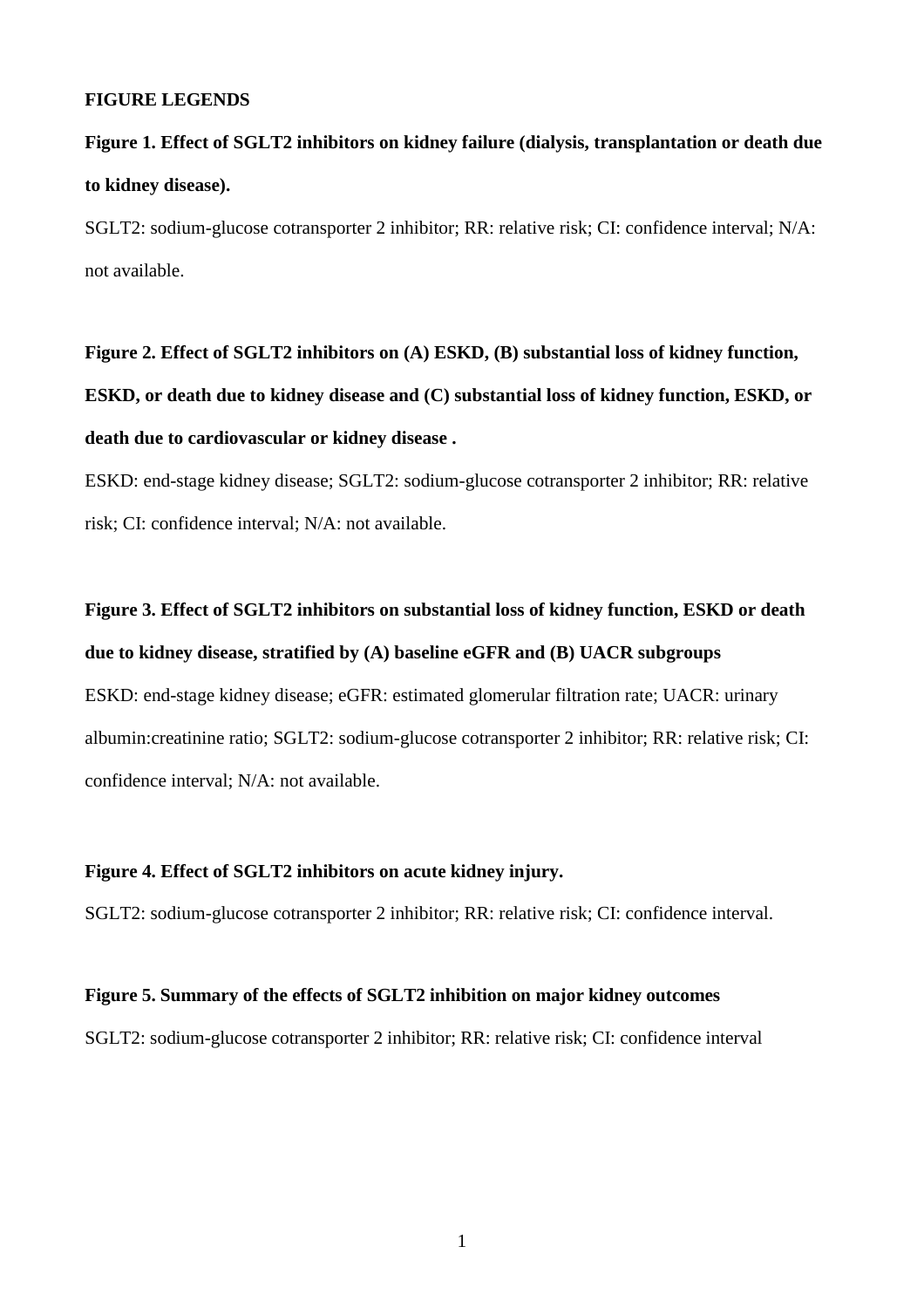**FIGURE LEGENDS**

**Figure 1. Effect of SGLT2 inhibitors on kidney failure (dialysis, transplantation or death due to kidney disease).**

SGLT2: sodium-glucose cotransporter 2 inhibitor; RR: relative risk; CI: confidence interval; N/A: not available.

**Figure 2. Effect of SGLT2 inhibitors on (A) ESKD, (B) substantial loss of kidney function, ESKD, or death due to kidney disease and (C) substantial loss of kidney function, ESKD, or death due to cardiovascular or kidney disease .**

ESKD: end-stage kidney disease; SGLT2: sodium-glucose cotransporter 2 inhibitor; RR: relative risk; CI: confidence interval; N/A: not available.

**Figure 3. Effect of SGLT2 inhibitors on substantial loss of kidney function, ESKD or death due to kidney disease, stratified by (A) baseline eGFR and (B) UACR subgroups**

ESKD: end-stage kidney disease; eGFR: estimated glomerular filtration rate; UACR: urinary albumin:creatinine ratio; SGLT2: sodium-glucose cotransporter 2 inhibitor; RR: relative risk; CI: confidence interval; N/A: not available.

**Figure 4. Effect of SGLT2 inhibitors on acute kidney injury.**

SGLT2: sodium-glucose cotransporter 2 inhibitor; RR: relative risk; CI: confidence interval.

**Figure 5. Summary of the effects of SGLT2 inhibition on major kidney outcomes**

SGLT2: sodium-glucose cotransporter 2 inhibitor; RR: relative risk; CI: confidence interval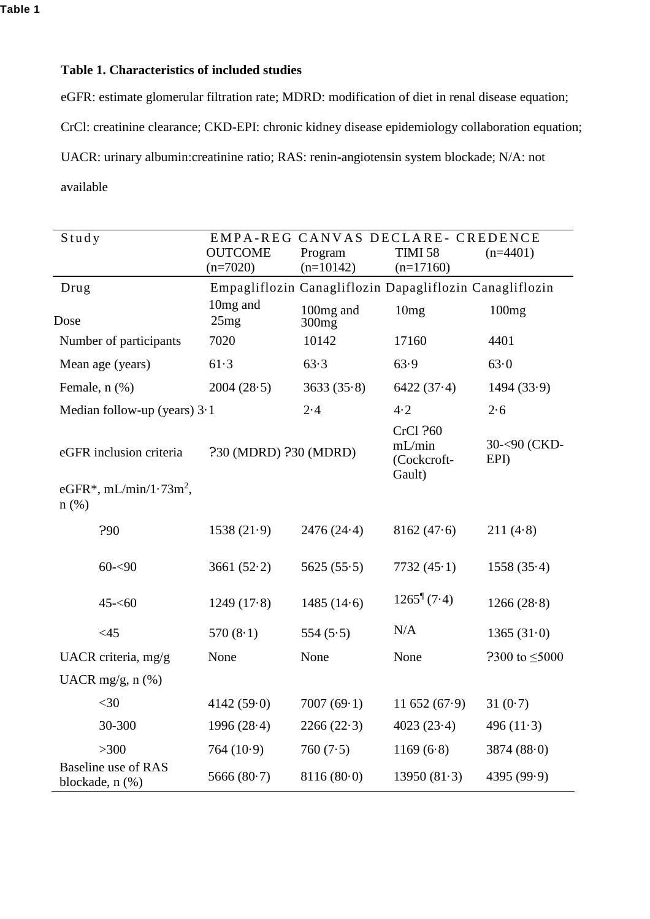Table 1

**Table 1. Characteristics of included studies**

eGFR: estimate glomerular filtration rate; MDRD: modification of diet in renal disease equation; CrCl: creatinine clearance; CKD-EPI: chronic kidney disease epidemiology collaboration equation; UACR: urinary albumin:creatinine ratio; RAS: renin-angiotensin system blockade; N/A: not available

| Study | EMPA-REG OUTCOME (n=7020) | CANVAS Program (n=10142) | DECLARE-TIMI 58 (n=17160) | CREDENCE (n=4401) |
|---|---|---|---|---|
| Drug | Empagliflozin | Canagliflozin | Dapagliflozin | Canagliflozin |
| Dose | 10mg and 25mg | 100mg and 300mg | 10mg | 100mg |
| Number of participants | 7020 | 10142 | 17160 | 4401 |
| Mean age (years) | 61·3 | 63·3 | 63·9 | 63·0 |
| Female, n (%) | 2004 (28·5) | 3633 (35·8) | 6422 (37·4) | 1494 (33·9) |
| Median follow-up (years) | 3·1 | 2·4 | 4·2 | 2·6 |
| eGFR inclusion criteria | ?30 (MDRD) | ?30 (MDRD) | CrCl ?60 mL/min (Cockcroft-Gault) | 30-<90 (CKD-EPI) |
| eGFR*, mL/min/1·73m$^2$, n (%) | | | | |
| ?90 | 1538 (21·9) | 2476 (24·4) | 8162 (47·6) | 211 (4·8) |
| 60-<90 | 3661 (52·2) | 5625 (55·5) | 7732 (45·1) | 1558 (35·4) |
| 45-<60 | 1249 (17·8) | 1485 (14·6) | 1265¶ (7·4) | 1266 (28·8) |
| <45 | 570 (8·1) | 554 (5·5) | N/A | 1365 (31·0) |
| UACR criteria, mg/g | None | None | None | ?300 to ≤5000 |
| UACR mg/g, n (%) | | | | |
| <30 | 4142 (59·0) | 7007 (69·1) | 11 652 (67·9) | 31 (0·7) |
| 30-300 | 1996 (28·4) | 2266 (22·3) | 4023 (23·4) | 496 (11·3) |
| >300 | 764 (10·9) | 760 (7·5) | 1169 (6·8) | 3874 (88·0) |
| Baseline use of RAS blockade, n (%) | 5666 (80·7) | 8116 (80·0) | 13950 (81·3) | 4395 (99·9) |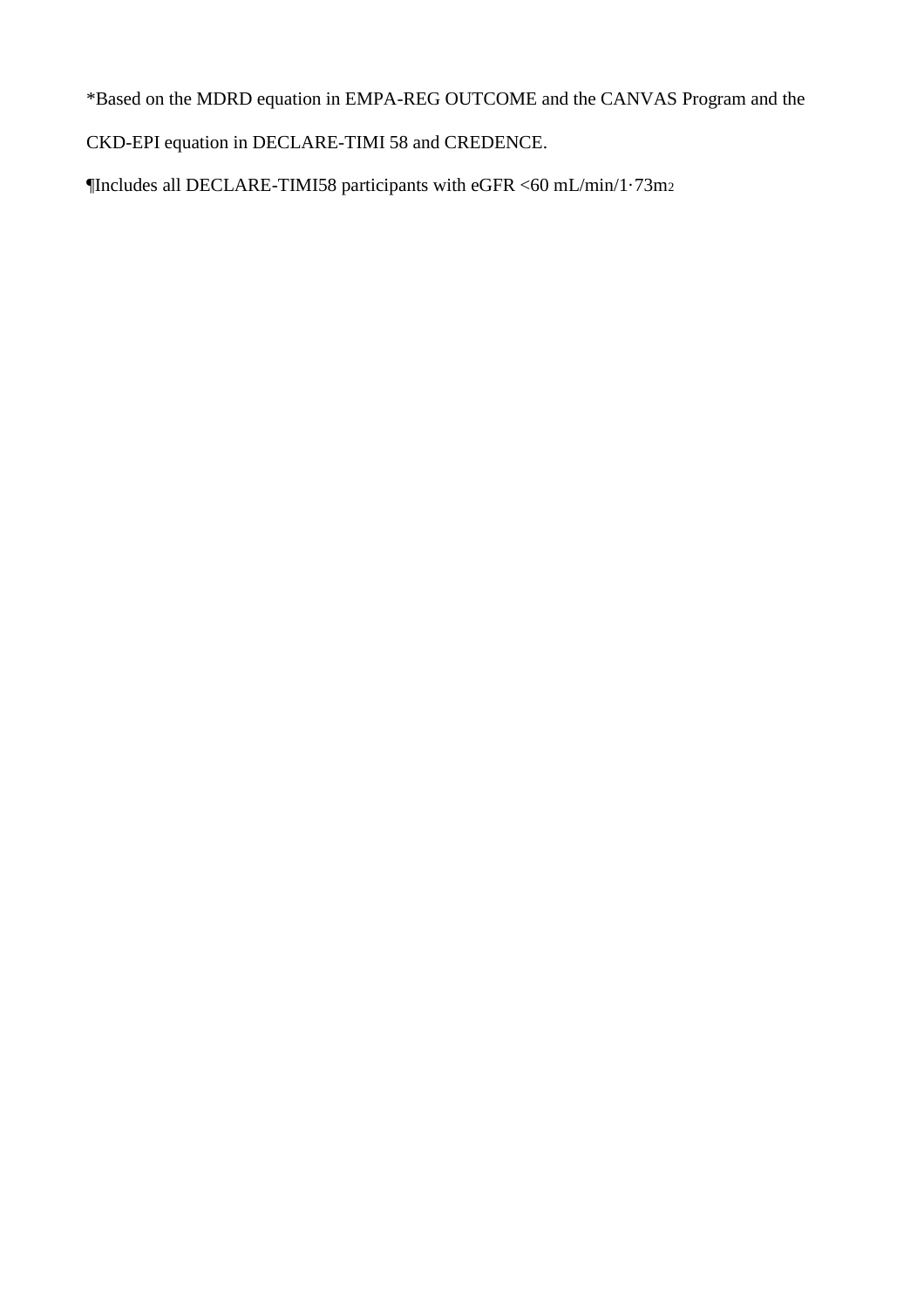*Based on the MDRD equation in EMPA-REG OUTCOME and the CANVAS Program and the CKD-EPI equation in DECLARE-TIMI 58 and CREDENCE.

¶Includes all DECLARE-TIMI58 participants with eGFR <60 mL/min/1·73m$^2$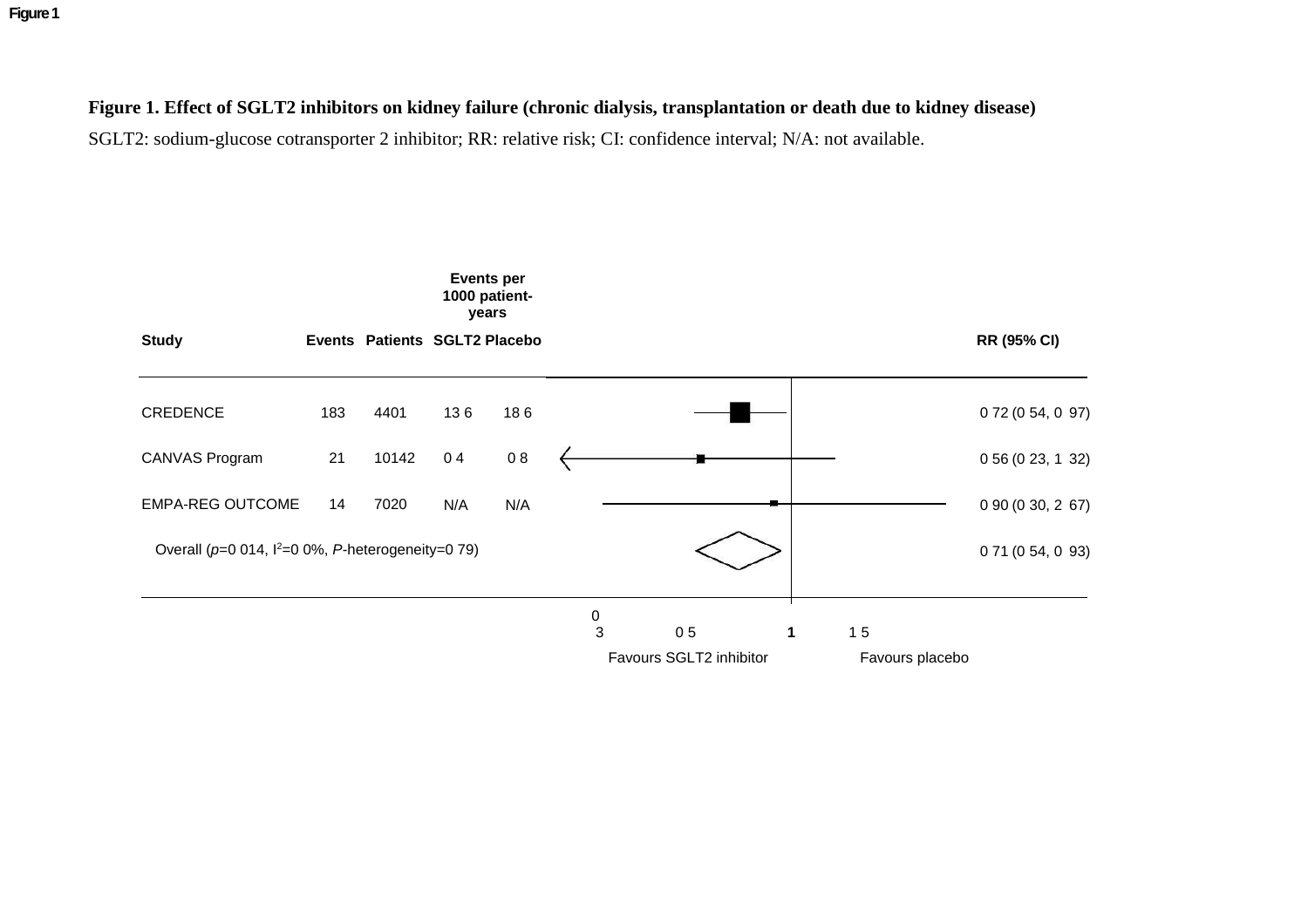**Figure 1. Effect of SGLT2 inhibitors on kidney failure (chronic dialysis, transplantation or death due to kidney disease)**

SGLT2: sodium-glucose cotransporter 2 inhibitor; RR: relative risk; CI: confidence interval; N/A: not available.

| Study | Events | Patients | Events per 1000 patient-years SGLT2 | Events per 1000 patient-years Placebo | RR (95% CI) |
|---|---|---|---|---|---|
| CREDENCE | 183 | 4401 | 13 6 | 18 6 | 0 72 (0 54, 0 97) |
| CANVAS Program | 21 | 10142 | 0 4 | 0 8 | 0 56 (0 23, 1 32) |
| EMPA-REG OUTCOME | 14 | 7020 | N/A | N/A | 0 90 (0 30, 2 67) |
| Overall ($p$=0 014, $I^2$=0 0%, $P$-heterogeneity=0 79) | | | | | 0 71 (0 54, 0 93) |

0 3 | 0 5 | **1** | 1 5

Favours SGLT2 inhibitor — Favours placebo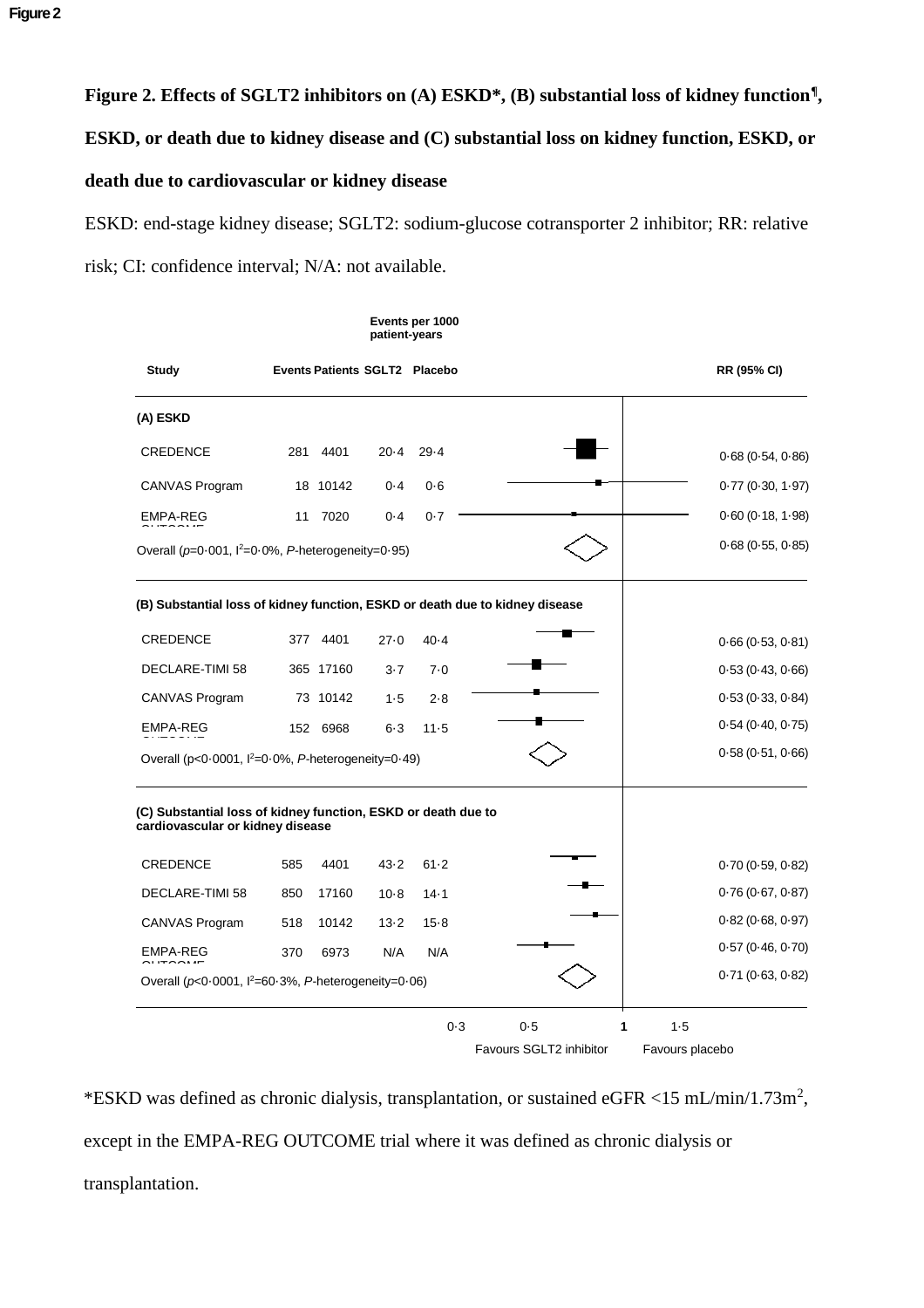**Figure 2**

**Figure 2. Effects of SGLT2 inhibitors on (A) ESKD*, (B) substantial loss of kidney function¶, ESKD, or death due to kidney disease and (C) substantial loss on kidney function, ESKD, or death due to cardiovascular or kidney disease**

ESKD: end-stage kidney disease; SGLT2: sodium-glucose cotransporter 2 inhibitor; RR: relative risk; CI: confidence interval; N/A: not available.

| Study | Events | Patients | SGLT2 (Events per 1000 patient-years) | Placebo (Events per 1000 patient-years) | RR (95% CI) |
|---|---|---|---|---|---|
| **(A) ESKD** | | | | | |
| CREDENCE | 281 | 4401 | 20·4 | 29·4 | 0·68 (0·54, 0·86) |
| CANVAS Program | 18 | 10142 | 0·4 | 0·6 | 0·77 (0·30, 1·97) |
| EMPA-REG OUTCOME | 11 | 7020 | 0·4 | 0·7 | 0·60 (0·18, 1·98) |
| Overall (*p*=0·001, $I^2$=0·0%, *P*-heterogeneity=0·95) | | | | | 0·68 (0·55, 0·85) |
| **(B) Substantial loss of kidney function, ESKD or death due to kidney disease** | | | | | |
| CREDENCE | 377 | 4401 | 27·0 | 40·4 | 0·66 (0·53, 0·81) |
| DECLARE-TIMI 58 | 365 | 17160 | 3·7 | 7·0 | 0·53 (0·43, 0·66) |
| CANVAS Program | 73 | 10142 | 1·5 | 2·8 | 0·53 (0·33, 0·84) |
| EMPA-REG OUTCOME | 152 | 6968 | 6·3 | 11·5 | 0·54 (0·40, 0·75) |
| Overall (p<0·0001, $I^2$=0·0%, *P*-heterogeneity=0·49) | | | | | 0·58 (0·51, 0·66) |
| **(C) Substantial loss of kidney function, ESKD or death due to cardiovascular or kidney disease** | | | | | |
| CREDENCE | 585 | 4401 | 43·2 | 61·2 | 0·70 (0·59, 0·82) |
| DECLARE-TIMI 58 | 850 | 17160 | 10·8 | 14·1 | 0·76 (0·67, 0·87) |
| CANVAS Program | 518 | 10142 | 13·2 | 15·8 | 0·82 (0·68, 0·97) |
| EMPA-REG OUTCOME | 370 | 6973 | N/A | N/A | 0·57 (0·46, 0·70) |
| Overall (*p*<0·0001, $I^2$=60·3%, *P*-heterogeneity=0·06) | | | | | 0·71 (0·63, 0·82) |

Axis: 0·3, 0·5, 1, 1·5 — Favours SGLT2 inhibitor | Favours placebo

*ESKD was defined as chronic dialysis, transplantation, or sustained eGFR <15 mL/min/1.73m$^2$, except in the EMPA-REG OUTCOME trial where it was defined as chronic dialysis or transplantation.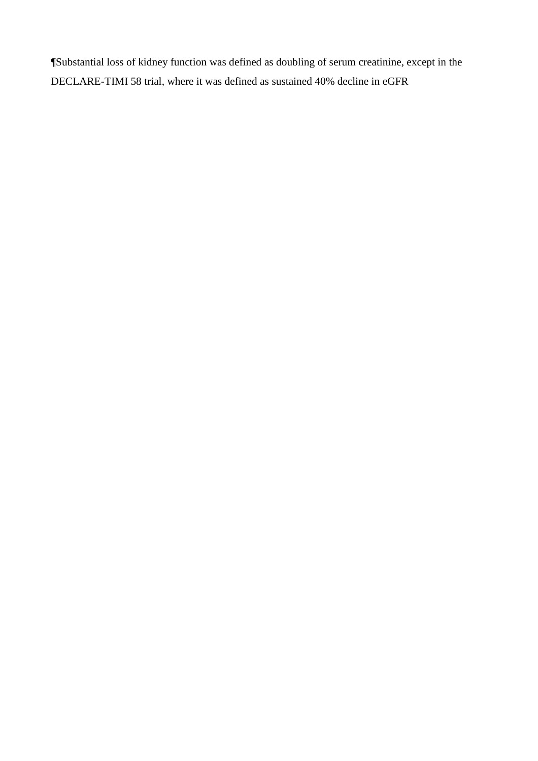¶Substantial loss of kidney function was defined as doubling of serum creatinine, except in the DECLARE-TIMI 58 trial, where it was defined as sustained 40% decline in eGFR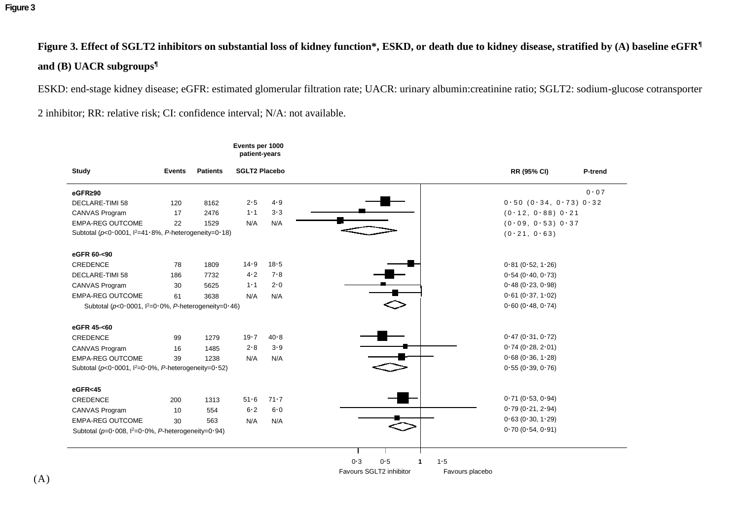**Figure 3**

**Figure 3. Effect of SGLT2 inhibitors on substantial loss of kidney function\*, ESKD, or death due to kidney disease, stratified by (A) baseline eGFR¶ and (B) UACR subgroups¶**

ESKD: end-stage kidney disease; eGFR: estimated glomerular filtration rate; UACR: urinary albumin:creatinine ratio; SGLT2: sodium-glucose cotransporter 2 inhibitor; RR: relative risk; CI: confidence interval; N/A: not available.

| Study | Events | Patients | Events per 1000 patient-years SGLT2 | Events per 1000 patient-years Placebo | RR (95% CI) | P-trend |
|---|---|---|---|---|---|---|
| **eGFR≥90** | | | | | | 0·07 |
| DECLARE-TIMI 58 | 120 | 8162 | 2·5 | 4·9 | 0·50 (0·34, 0·73) | 0·32 |
| CANVAS Program | 17 | 2476 | 1·1 | 3·3 | (0·12, 0·88) | 0·21 |
| EMPA-REG OUTCOME | 22 | 1529 | N/A | N/A | (0·09, 0·53) | 0·37 |
| Subtotal ($p<0·0001$, $I^2=41·8\%$, $P$-heterogeneity=0·18) | | | | | (0·21, 0·63) | |
| **eGFR 60-<90** | | | | | | |
| CREDENCE | 78 | 1809 | 14·9 | 18·5 | 0·81 (0·52, 1·26) | |
| DECLARE-TIMI 58 | 186 | 7732 | 4·2 | 7·8 | 0·54 (0·40, 0·73) | |
| CANVAS Program | 30 | 5625 | 1·1 | 2·0 | 0·48 (0·23, 0·98) | |
| EMPA-REG OUTCOME | 61 | 3638 | N/A | N/A | 0·61 (0·37, 1·02) | |
| Subtotal ($p<0·0001$, $I^2=0·0\%$, $P$-heterogeneity=0·46) | | | | | 0·60 (0·48, 0·74) | |
| **eGFR 45-<60** | | | | | | |
| CREDENCE | 99 | 1279 | 19·7 | 40·8 | 0·47 (0·31, 0·72) | |
| CANVAS Program | 16 | 1485 | 2·8 | 3·9 | 0·74 (0·28, 2·01) | |
| EMPA-REG OUTCOME | 39 | 1238 | N/A | N/A | 0·68 (0·36, 1·28) | |
| Subtotal ($p<0·0001$, $I^2=0·0\%$, $P$-heterogeneity=0·52) | | | | | 0·55 (0·39, 0·76) | |
| **eGFR<45** | | | | | | |
| CREDENCE | 200 | 1313 | 51·6 | 71·7 | 0·71 (0·53, 0·94) | |
| CANVAS Program | 10 | 554 | 6·2 | 6·0 | 0·79 (0·21, 2·94) | |
| EMPA-REG OUTCOME | 30 | 563 | N/A | N/A | 0·63 (0·30, 1·29) | |
| Subtotal ($p=0·008$, $I^2=0·0\%$, $P$-heterogeneity=0·94) | | | | | 0·70 (0·54, 0·91) | |

0·3 0·5 1 1·5

Favours SGLT2 inhibitor Favours placebo

(A)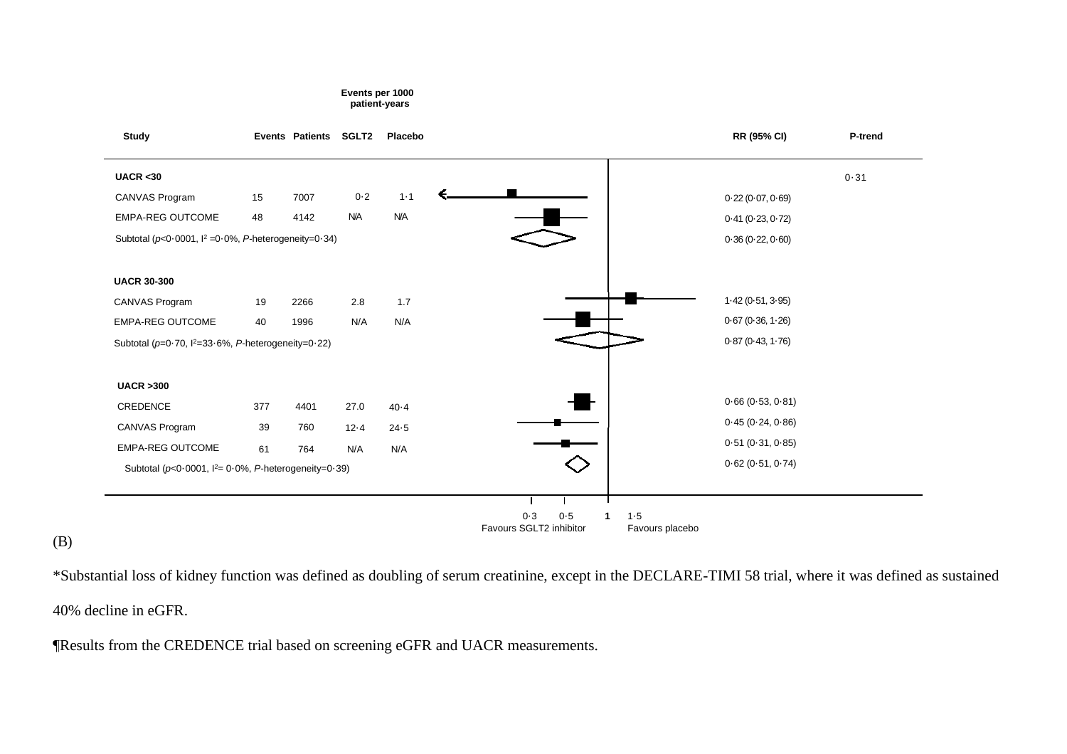| Study | Events | Patients | Events per 1000 patient-years SGLT2 | Events per 1000 patient-years Placebo | RR (95% CI) | P-trend |
|---|---|---|---|---|---|---|
| **UACR <30** | | | | | | 0·31 |
| CANVAS Program | 15 | 7007 | 0·2 | 1·1 | 0·22 (0·07, 0·69) | |
| EMPA-REG OUTCOME | 48 | 4142 | N/A | N/A | 0·41 (0·23, 0·72) | |
| Subtotal (*p*<0·0001, $I^2$ =0·0%, *P*-heterogeneity=0·34) | | | | | 0·36 (0·22, 0·60) | |
| **UACR 30-300** | | | | | | |
| CANVAS Program | 19 | 2266 | 2.8 | 1.7 | 1·42 (0·51, 3·95) | |
| EMPA-REG OUTCOME | 40 | 1996 | N/A | N/A | 0·67 (0·36, 1·26) | |
| Subtotal (*p*=0·70, $I^2$=33·6%, *P*-heterogeneity=0·22) | | | | | 0·87 (0·43, 1·76) | |
| **UACR >300** | | | | | | |
| CREDENCE | 377 | 4401 | 27.0 | 40·4 | 0·66 (0·53, 0·81) | |
| CANVAS Program | 39 | 760 | 12·4 | 24·5 | 0·45 (0·24, 0·86) | |
| EMPA-REG OUTCOME | 61 | 764 | N/A | N/A | 0·51 (0·31, 0·85) | |
| Subtotal (*p*<0·0001, $I^2$= 0·0%, *P*-heterogeneity=0·39) | | | | | 0·62 (0·51, 0·74) | |

0·3 0·5 1 1·5

Favours SGLT2 inhibitor Favours placebo

(B)

*Substantial loss of kidney function was defined as doubling of serum creatinine, except in the DECLARE-TIMI 58 trial, where it was defined as sustained 40% decline in eGFR.

¶Results from the CREDENCE trial based on screening eGFR and UACR measurements.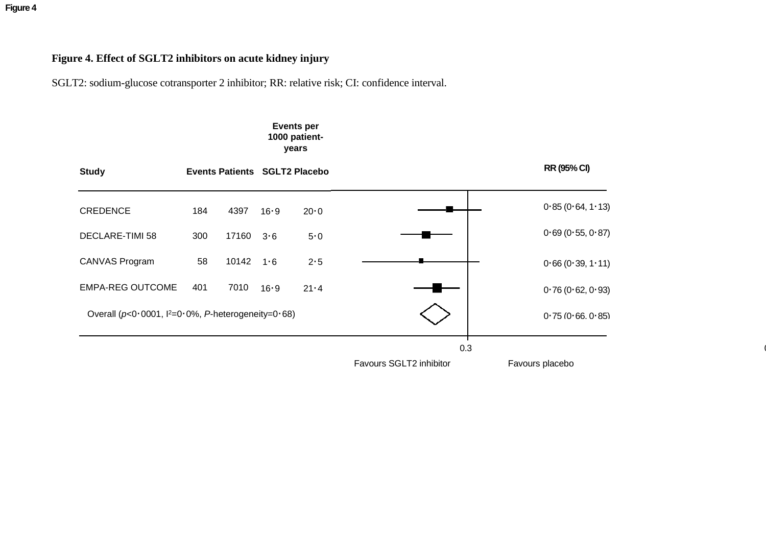**Figure 4. Effect of SGLT2 inhibitors on acute kidney injury**

SGLT2: sodium-glucose cotransporter 2 inhibitor; RR: relative risk; CI: confidence interval.

| Study | Events | Patients | Events per 1000 patient-years SGLT2 | Events per 1000 patient-years Placebo | RR (95% CI) |
|---|---|---|---|---|---|
| CREDENCE | 184 | 4397 | 16·9 | 20·0 | 0·85 (0·64, 1·13) |
| DECLARE-TIMI 58 | 300 | 17160 | 3·6 | 5·0 | 0·69 (0·55, 0·87) |
| CANVAS Program | 58 | 10142 | 1·6 | 2·5 | 0·66 (0·39, 1·11) |
| EMPA-REG OUTCOME | 401 | 7010 | 16·9 | 21·4 | 0·76 (0·62, 0·93) |
| Overall ($p<0·0001$, $I^2=0·0\%$, $P$-heterogeneity=0·68) | | | | | 0·75 (0·66, 0·85) |

0.3

Favours SGLT2 inhibitor    Favours placebo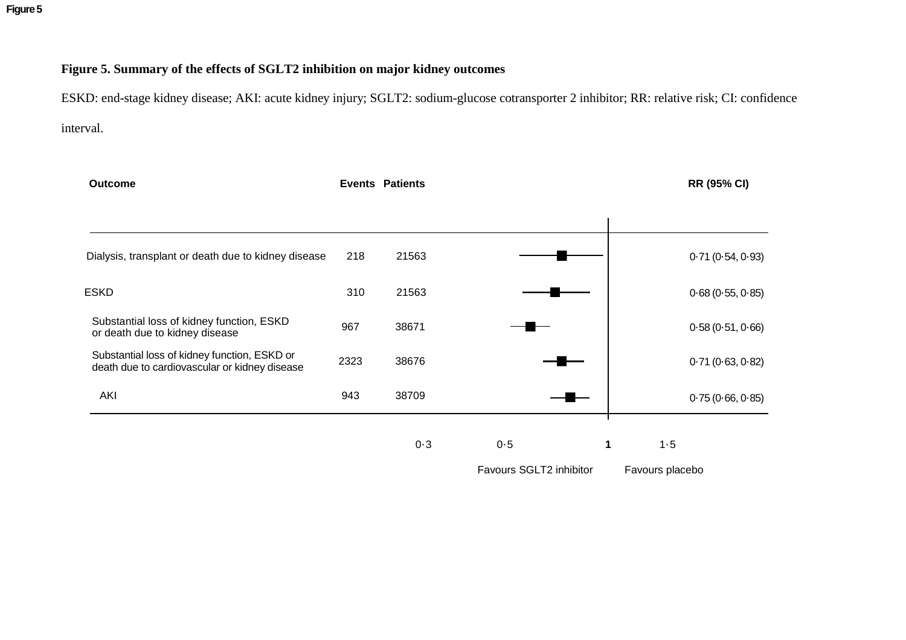**Figure 5. Summary of the effects of SGLT2 inhibition on major kidney outcomes**

ESKD: end-stage kidney disease; AKI: acute kidney injury; SGLT2: sodium-glucose cotransporter 2 inhibitor; RR: relative risk; CI: confidence interval.

| Outcome | Events | Patients | RR (95% CI) |
|---|---|---|---|
| Dialysis, transplant or death due to kidney disease | 218 | 21563 | 0·71 (0·54, 0·93) |
| ESKD | 310 | 21563 | 0·68 (0·55, 0·85) |
| Substantial loss of kidney function, ESKD or death due to kidney disease | 967 | 38671 | 0·58 (0·51, 0·66) |
| Substantial loss of kidney function, ESKD or death due to cardiovascular or kidney disease | 2323 | 38676 | 0·71 (0·63, 0·82) |
| AKI | 943 | 38709 | 0·75 (0·66, 0·85) |

0·3 0·5 1 1·5

Favours SGLT2 inhibitor Favours placebo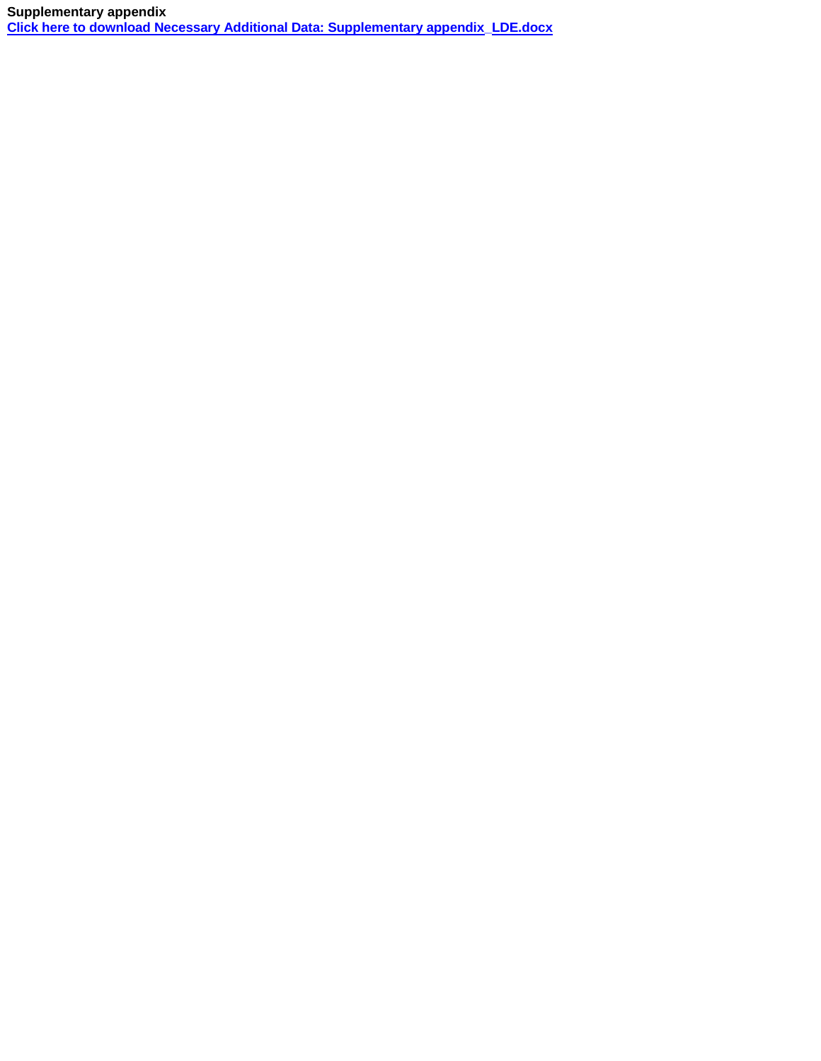**Supplementary appendix**

**Click here to download Necessary Additional Data: Supplementary appendix_LDE.docx**